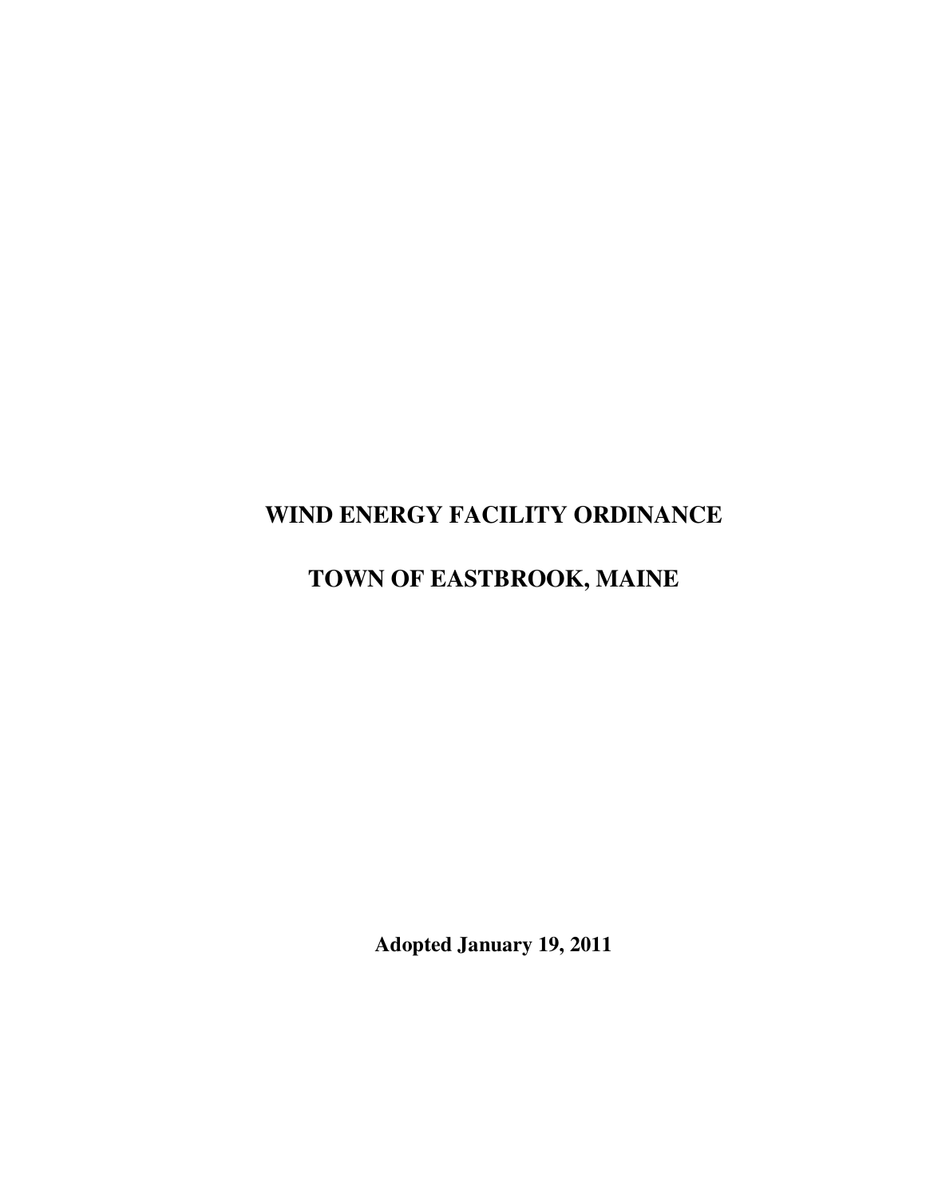# WIND ENERGY FACILITY ORDINANCE

# TOWN OF EASTBROOK, MAINE

**Adopted January 19, 2011**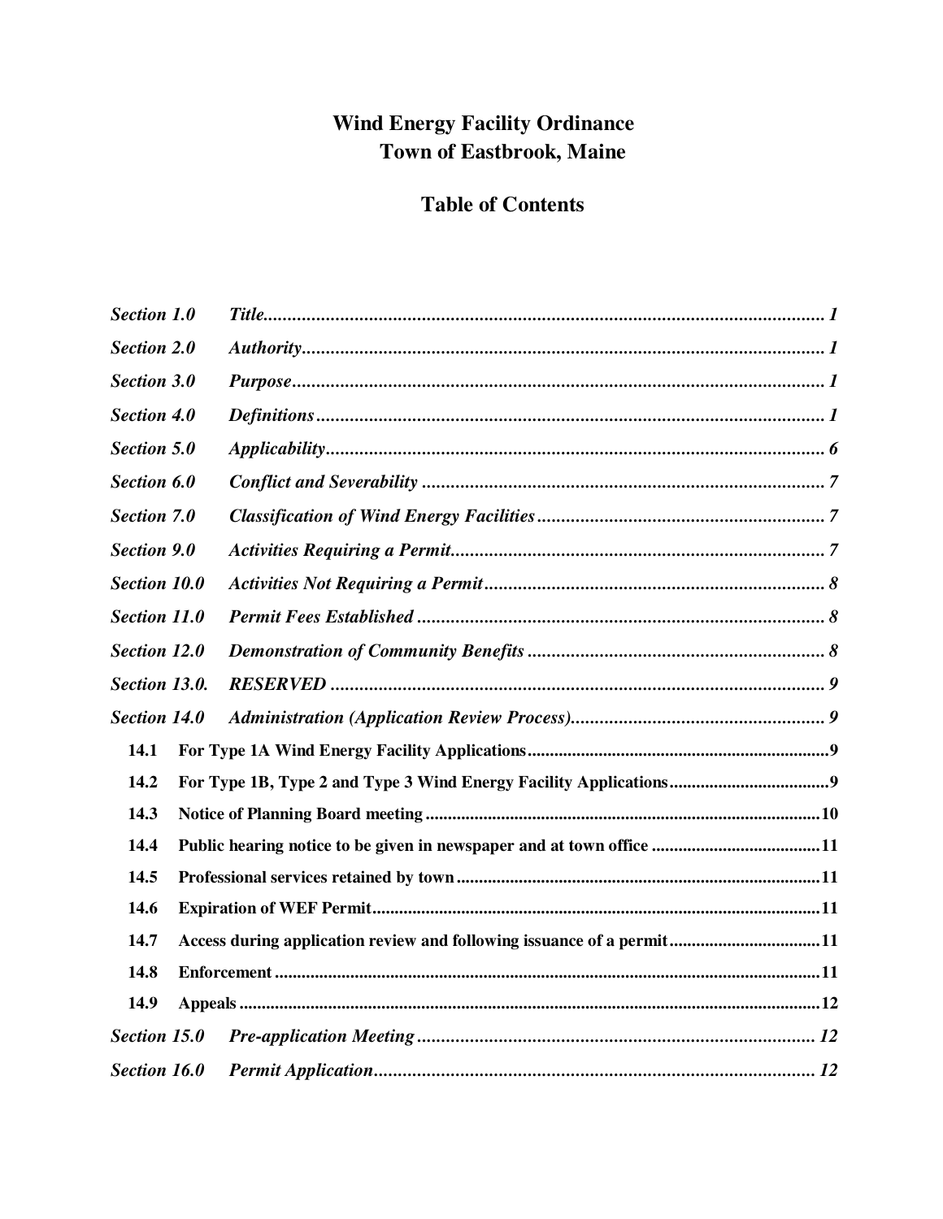# Wind Energy Facility Ordinance
## Town of Eastbrook, Maine

## Table of Contents

| | | |
|---|---|---|
| *Section 1.0* | *Title* | *1* |
| *Section 2.0* | *Authority* | *1* |
| *Section 3.0* | *Purpose* | *1* |
| *Section 4.0* | *Definitions* | *1* |
| *Section 5.0* | *Applicability* | *6* |
| *Section 6.0* | *Conflict and Severability* | *7* |
| *Section 7.0* | *Classification of Wind Energy Facilities* | *7* |
| *Section 9.0* | *Activities Requiring a Permit* | *7* |
| *Section 10.0* | *Activities Not Requiring a Permit* | *8* |
| *Section 11.0* | *Permit Fees Established* | *8* |
| *Section 12.0* | *Demonstration of Community Benefits* | *8* |
| *Section 13.0.* | *RESERVED* | *9* |
| *Section 14.0* | *Administration (Application Review Process)* | *9* |
| **14.1** | **For Type 1A Wind Energy Facility Applications** | **9** |
| **14.2** | **For Type 1B, Type 2 and Type 3 Wind Energy Facility Applications** | **9** |
| **14.3** | **Notice of Planning Board meeting** | **10** |
| **14.4** | **Public hearing notice to be given in newspaper and at town office** | **11** |
| **14.5** | **Professional services retained by town** | **11** |
| **14.6** | **Expiration of WEF Permit** | **11** |
| **14.7** | **Access during application review and following issuance of a permit** | **11** |
| **14.8** | **Enforcement** | **11** |
| **14.9** | **Appeals** | **12** |
| *Section 15.0* | *Pre-application Meeting* | *12* |
| *Section 16.0* | *Permit Application* | *12* |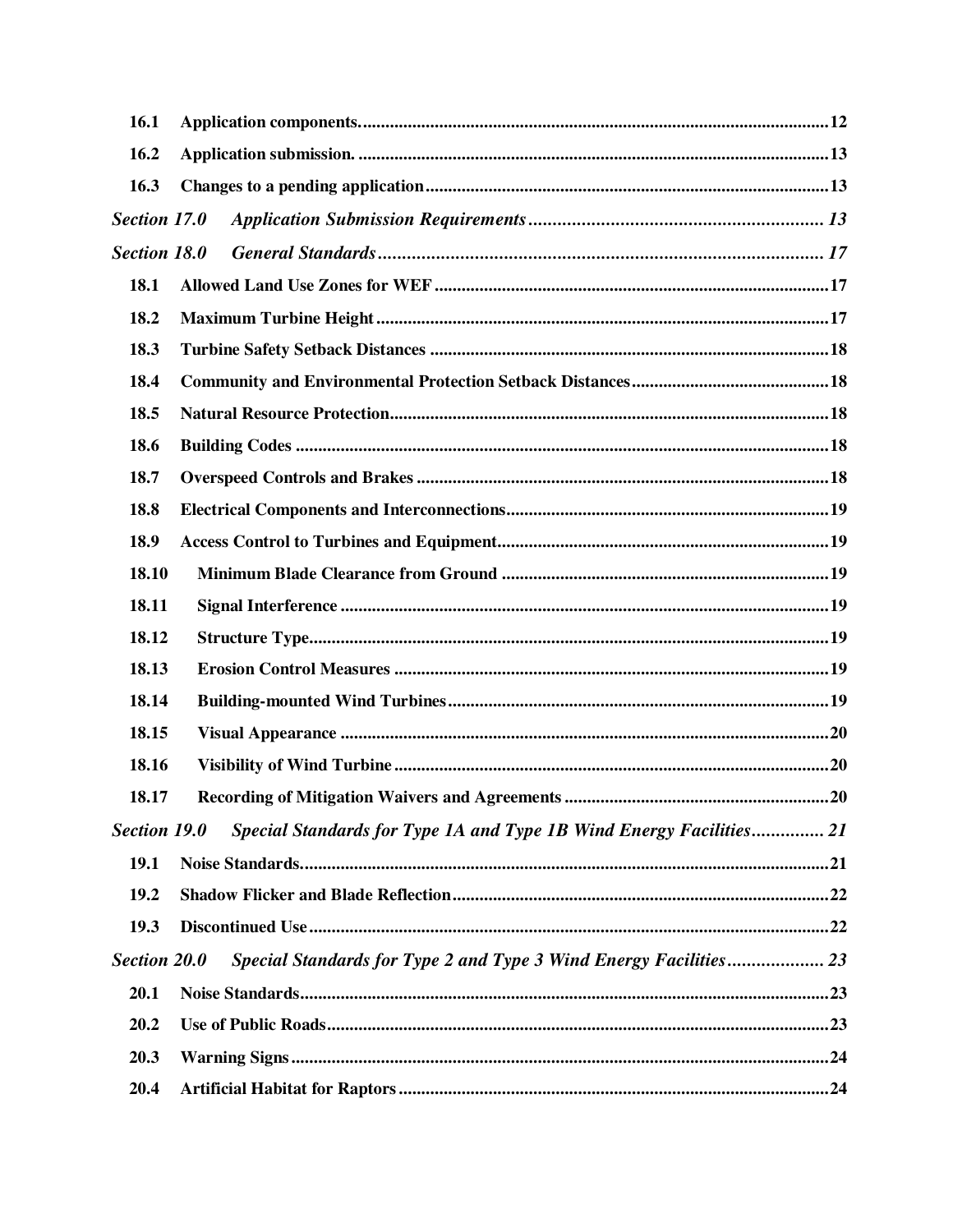**16.1 Application components.** ........ 12

**16.2 Application submission.** ........ 13

**16.3 Changes to a pending application** ........ 13

***Section 17.0 Application Submission Requirements*** ........ 13

***Section 18.0 General Standards*** ........ 17

**18.1 Allowed Land Use Zones for WEF** ........ 17

**18.2 Maximum Turbine Height** ........ 17

**18.3 Turbine Safety Setback Distances** ........ 18

**18.4 Community and Environmental Protection Setback Distances** ........ 18

**18.5 Natural Resource Protection** ........ 18

**18.6 Building Codes** ........ 18

**18.7 Overspeed Controls and Brakes** ........ 18

**18.8 Electrical Components and Interconnections** ........ 19

**18.9 Access Control to Turbines and Equipment** ........ 19

**18.10 Minimum Blade Clearance from Ground** ........ 19

**18.11 Signal Interference** ........ 19

**18.12 Structure Type** ........ 19

**18.13 Erosion Control Measures** ........ 19

**18.14 Building-mounted Wind Turbines** ........ 19

**18.15 Visual Appearance** ........ 20

**18.16 Visibility of Wind Turbine** ........ 20

**18.17 Recording of Mitigation Waivers and Agreements** ........ 20

***Section 19.0 Special Standards for Type 1A and Type 1B Wind Energy Facilities*** ........ 21

**19.1 Noise Standards** ........ 21

**19.2 Shadow Flicker and Blade Reflection** ........ 22

**19.3 Discontinued Use** ........ 22

***Section 20.0 Special Standards for Type 2 and Type 3 Wind Energy Facilities*** ........ 23

**20.1 Noise Standards** ........ 23

**20.2 Use of Public Roads** ........ 23

**20.3 Warning Signs** ........ 24

**20.4 Artificial Habitat for Raptors** ........ 24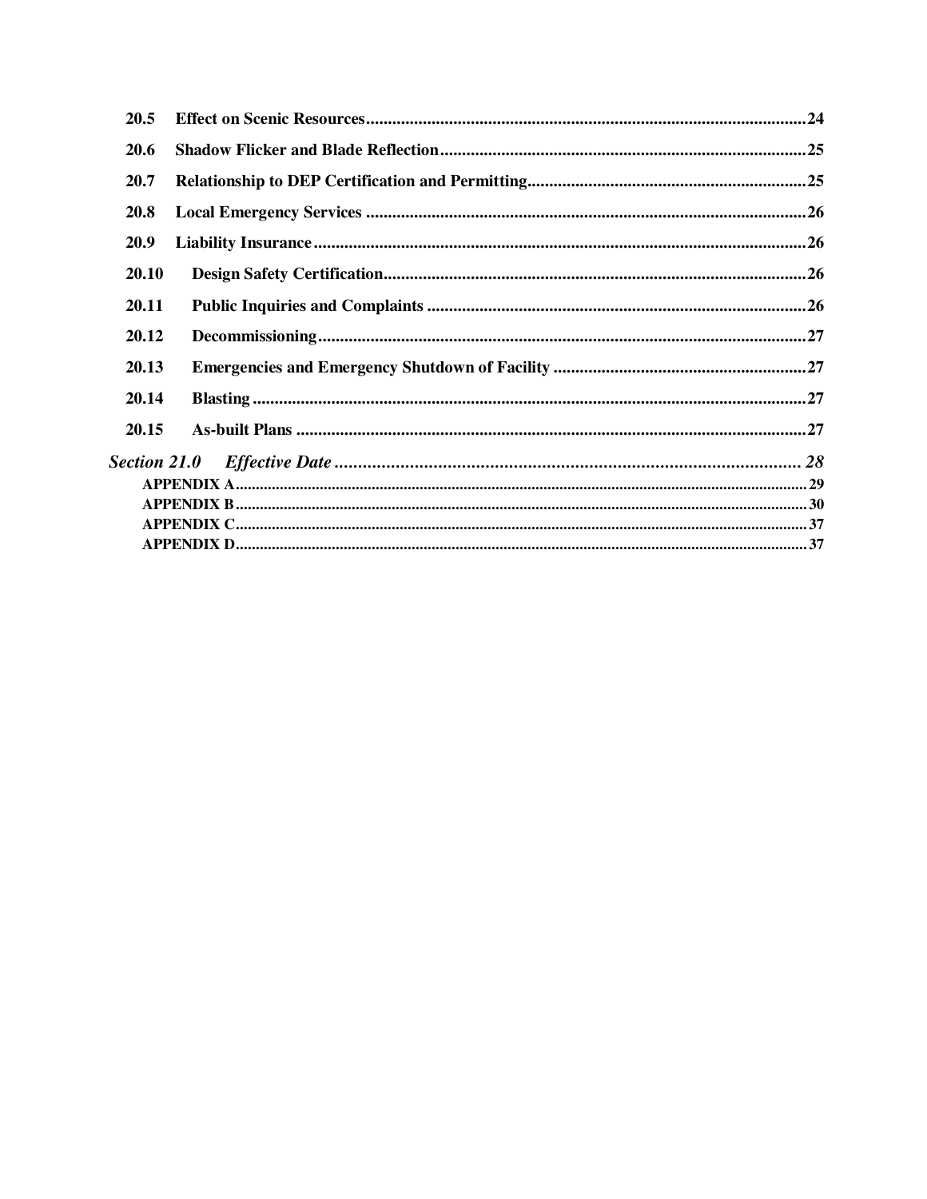**20.5 Effect on Scenic Resources** ..... 24

**20.6 Shadow Flicker and Blade Reflection** ..... 25

**20.7 Relationship to DEP Certification and Permitting** ..... 25

**20.8 Local Emergency Services** ..... 26

**20.9 Liability Insurance** ..... 26

**20.10 Design Safety Certification** ..... 26

**20.11 Public Inquiries and Complaints** ..... 26

**20.12 Decommissioning** ..... 27

**20.13 Emergencies and Emergency Shutdown of Facility** ..... 27

**20.14 Blasting** ..... 27

**20.15 As-built Plans** ..... 27

***Section 21.0 Effective Date*** ..... 28

**APPENDIX A** ..... 29

**APPENDIX B** ..... 30

**APPENDIX C** ..... 37

**APPENDIX D** ..... 37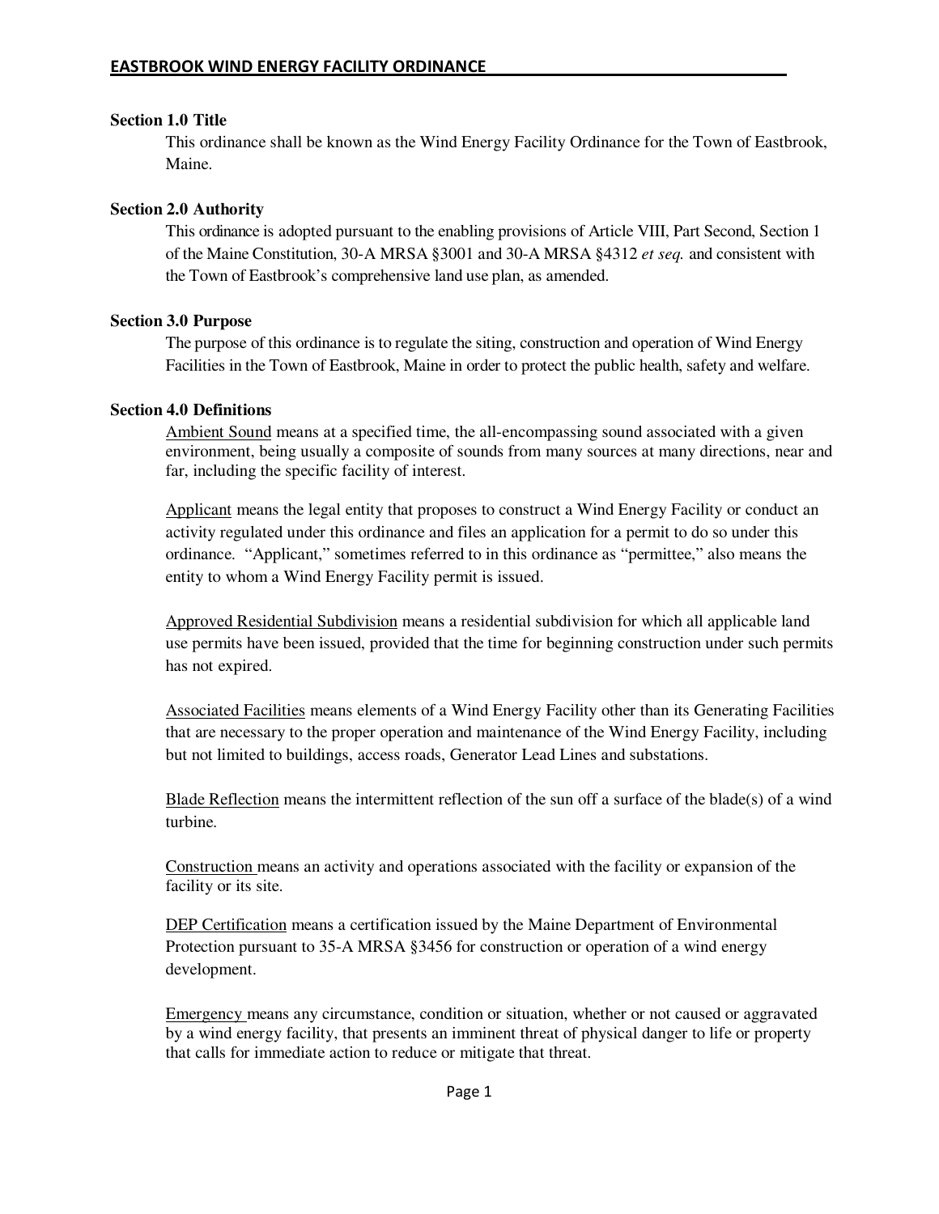### Section 1.0 Title

This ordinance shall be known as the Wind Energy Facility Ordinance for the Town of Eastbrook, Maine.

### Section 2.0 Authority

This ordinance is adopted pursuant to the enabling provisions of Article VIII, Part Second, Section 1 of the Maine Constitution, 30-A MRSA §3001 and 30-A MRSA §4312 *et seq.* and consistent with the Town of Eastbrook's comprehensive land use plan, as amended.

### Section 3.0 Purpose

The purpose of this ordinance is to regulate the siting, construction and operation of Wind Energy Facilities in the Town of Eastbrook, Maine in order to protect the public health, safety and welfare.

### Section 4.0 Definitions

<u>Ambient Sound</u> means at a specified time, the all-encompassing sound associated with a given environment, being usually a composite of sounds from many sources at many directions, near and far, including the specific facility of interest.

<u>Applicant</u> means the legal entity that proposes to construct a Wind Energy Facility or conduct an activity regulated under this ordinance and files an application for a permit to do so under this ordinance. "Applicant," sometimes referred to in this ordinance as "permittee," also means the entity to whom a Wind Energy Facility permit is issued.

<u>Approved Residential Subdivision</u> means a residential subdivision for which all applicable land use permits have been issued, provided that the time for beginning construction under such permits has not expired.

<u>Associated Facilities</u> means elements of a Wind Energy Facility other than its Generating Facilities that are necessary to the proper operation and maintenance of the Wind Energy Facility, including but not limited to buildings, access roads, Generator Lead Lines and substations.

<u>Blade Reflection</u> means the intermittent reflection of the sun off a surface of the blade(s) of a wind turbine.

<u>Construction</u> means an activity and operations associated with the facility or expansion of the facility or its site.

<u>DEP Certification</u> means a certification issued by the Maine Department of Environmental Protection pursuant to 35-A MRSA §3456 for construction or operation of a wind energy development.

<u>Emergency</u> means any circumstance, condition or situation, whether or not caused or aggravated by a wind energy facility, that presents an imminent threat of physical danger to life or property that calls for immediate action to reduce or mitigate that threat.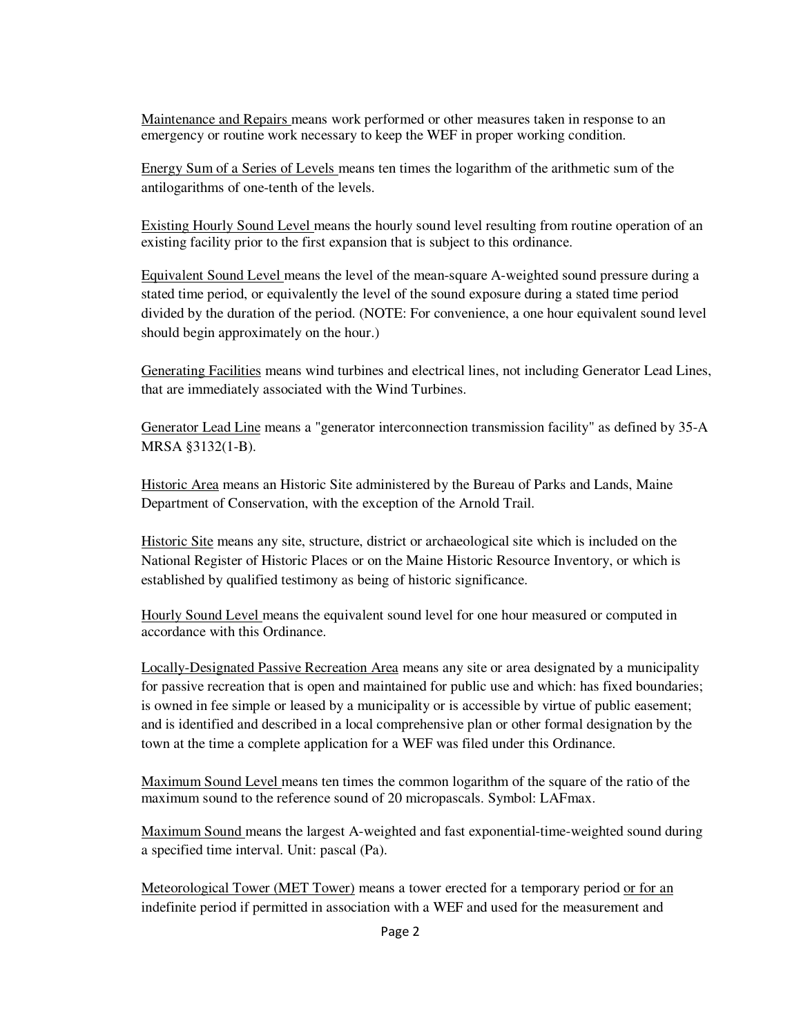Maintenance and Repairs means work performed or other measures taken in response to an emergency or routine work necessary to keep the WEF in proper working condition.

Energy Sum of a Series of Levels means ten times the logarithm of the arithmetic sum of the antilogarithms of one-tenth of the levels.

Existing Hourly Sound Level means the hourly sound level resulting from routine operation of an existing facility prior to the first expansion that is subject to this ordinance.

Equivalent Sound Level means the level of the mean-square A-weighted sound pressure during a stated time period, or equivalently the level of the sound exposure during a stated time period divided by the duration of the period. (NOTE: For convenience, a one hour equivalent sound level should begin approximately on the hour.)

Generating Facilities means wind turbines and electrical lines, not including Generator Lead Lines, that are immediately associated with the Wind Turbines.

Generator Lead Line means a "generator interconnection transmission facility" as defined by 35-A MRSA §3132(1-B).

Historic Area means an Historic Site administered by the Bureau of Parks and Lands, Maine Department of Conservation, with the exception of the Arnold Trail.

Historic Site means any site, structure, district or archaeological site which is included on the National Register of Historic Places or on the Maine Historic Resource Inventory, or which is established by qualified testimony as being of historic significance.

Hourly Sound Level means the equivalent sound level for one hour measured or computed in accordance with this Ordinance.

Locally-Designated Passive Recreation Area means any site or area designated by a municipality for passive recreation that is open and maintained for public use and which: has fixed boundaries; is owned in fee simple or leased by a municipality or is accessible by virtue of public easement; and is identified and described in a local comprehensive plan or other formal designation by the town at the time a complete application for a WEF was filed under this Ordinance.

Maximum Sound Level means ten times the common logarithm of the square of the ratio of the maximum sound to the reference sound of 20 micropascals. Symbol: LAFmax.

Maximum Sound means the largest A-weighted and fast exponential-time-weighted sound during a specified time interval. Unit: pascal (Pa).

Meteorological Tower (MET Tower) means a tower erected for a temporary period or for an indefinite period if permitted in association with a WEF and used for the measurement and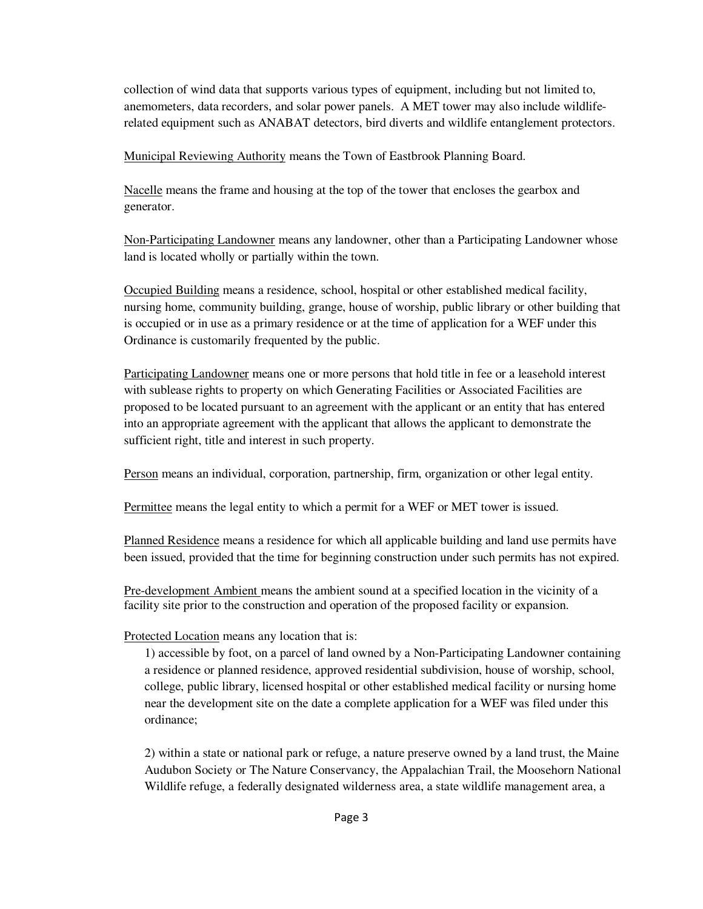collection of wind data that supports various types of equipment, including but not limited to, anemometers, data recorders, and solar power panels. A MET tower may also include wildlife-related equipment such as ANABAT detectors, bird diverts and wildlife entanglement protectors.

<u>Municipal Reviewing Authority</u> means the Town of Eastbrook Planning Board.

<u>Nacelle</u> means the frame and housing at the top of the tower that encloses the gearbox and generator.

<u>Non-Participating Landowner</u> means any landowner, other than a Participating Landowner whose land is located wholly or partially within the town.

<u>Occupied Building</u> means a residence, school, hospital or other established medical facility, nursing home, community building, grange, house of worship, public library or other building that is occupied or in use as a primary residence or at the time of application for a WEF under this Ordinance is customarily frequented by the public.

<u>Participating Landowner</u> means one or more persons that hold title in fee or a leasehold interest with sublease rights to property on which Generating Facilities or Associated Facilities are proposed to be located pursuant to an agreement with the applicant or an entity that has entered into an appropriate agreement with the applicant that allows the applicant to demonstrate the sufficient right, title and interest in such property.

<u>Person</u> means an individual, corporation, partnership, firm, organization or other legal entity.

<u>Permittee</u> means the legal entity to which a permit for a WEF or MET tower is issued.

<u>Planned Residence</u> means a residence for which all applicable building and land use permits have been issued, provided that the time for beginning construction under such permits has not expired.

<u>Pre-development Ambient</u> means the ambient sound at a specified location in the vicinity of a facility site prior to the construction and operation of the proposed facility or expansion.

<u>Protected Location</u> means any location that is:

1) accessible by foot, on a parcel of land owned by a Non-Participating Landowner containing a residence or planned residence, approved residential subdivision, house of worship, school, college, public library, licensed hospital or other established medical facility or nursing home near the development site on the date a complete application for a WEF was filed under this ordinance;

2) within a state or national park or refuge, a nature preserve owned by a land trust, the Maine Audubon Society or The Nature Conservancy, the Appalachian Trail, the Moosehorn National Wildlife refuge, a federally designated wilderness area, a state wildlife management area, a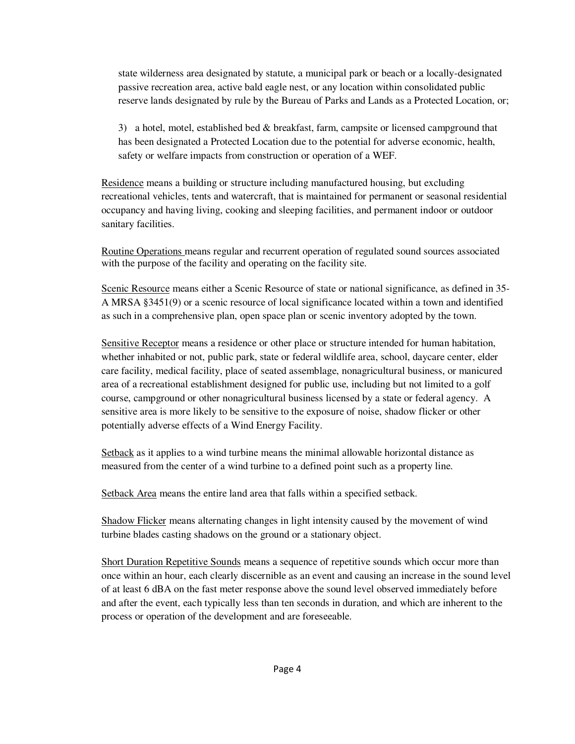state wilderness area designated by statute, a municipal park or beach or a locally-designated passive recreation area, active bald eagle nest, or any location within consolidated public reserve lands designated by rule by the Bureau of Parks and Lands as a Protected Location, or;

3) a hotel, motel, established bed & breakfast, farm, campsite or licensed campground that has been designated a Protected Location due to the potential for adverse economic, health, safety or welfare impacts from construction or operation of a WEF.

Residence means a building or structure including manufactured housing, but excluding recreational vehicles, tents and watercraft, that is maintained for permanent or seasonal residential occupancy and having living, cooking and sleeping facilities, and permanent indoor or outdoor sanitary facilities.

Routine Operations means regular and recurrent operation of regulated sound sources associated with the purpose of the facility and operating on the facility site.

Scenic Resource means either a Scenic Resource of state or national significance, as defined in 35-A MRSA §3451(9) or a scenic resource of local significance located within a town and identified as such in a comprehensive plan, open space plan or scenic inventory adopted by the town.

Sensitive Receptor means a residence or other place or structure intended for human habitation, whether inhabited or not, public park, state or federal wildlife area, school, daycare center, elder care facility, medical facility, place of seated assemblage, nonagricultural business, or manicured area of a recreational establishment designed for public use, including but not limited to a golf course, campground or other nonagricultural business licensed by a state or federal agency. A sensitive area is more likely to be sensitive to the exposure of noise, shadow flicker or other potentially adverse effects of a Wind Energy Facility.

Setback as it applies to a wind turbine means the minimal allowable horizontal distance as measured from the center of a wind turbine to a defined point such as a property line.

Setback Area means the entire land area that falls within a specified setback.

Shadow Flicker means alternating changes in light intensity caused by the movement of wind turbine blades casting shadows on the ground or a stationary object.

Short Duration Repetitive Sounds means a sequence of repetitive sounds which occur more than once within an hour, each clearly discernible as an event and causing an increase in the sound level of at least 6 dBA on the fast meter response above the sound level observed immediately before and after the event, each typically less than ten seconds in duration, and which are inherent to the process or operation of the development and are foreseeable.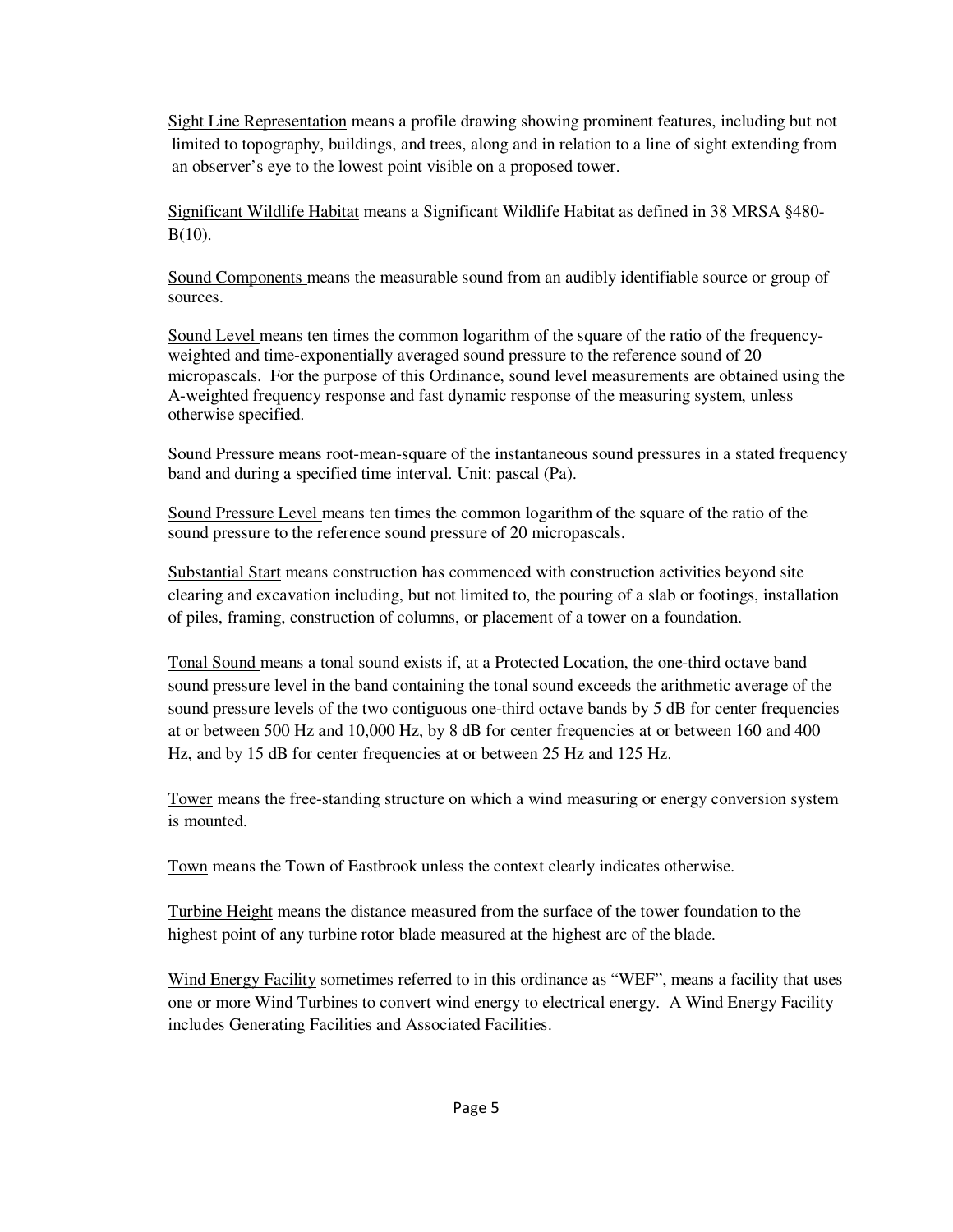Sight Line Representation means a profile drawing showing prominent features, including but not limited to topography, buildings, and trees, along and in relation to a line of sight extending from an observer's eye to the lowest point visible on a proposed tower.

Significant Wildlife Habitat means a Significant Wildlife Habitat as defined in 38 MRSA §480-B(10).

Sound Components means the measurable sound from an audibly identifiable source or group of sources.

Sound Level means ten times the common logarithm of the square of the ratio of the frequency-weighted and time-exponentially averaged sound pressure to the reference sound of 20 micropascals. For the purpose of this Ordinance, sound level measurements are obtained using the A-weighted frequency response and fast dynamic response of the measuring system, unless otherwise specified.

Sound Pressure means root-mean-square of the instantaneous sound pressures in a stated frequency band and during a specified time interval. Unit: pascal (Pa).

Sound Pressure Level means ten times the common logarithm of the square of the ratio of the sound pressure to the reference sound pressure of 20 micropascals.

Substantial Start means construction has commenced with construction activities beyond site clearing and excavation including, but not limited to, the pouring of a slab or footings, installation of piles, framing, construction of columns, or placement of a tower on a foundation.

Tonal Sound means a tonal sound exists if, at a Protected Location, the one-third octave band sound pressure level in the band containing the tonal sound exceeds the arithmetic average of the sound pressure levels of the two contiguous one-third octave bands by 5 dB for center frequencies at or between 500 Hz and 10,000 Hz, by 8 dB for center frequencies at or between 160 and 400 Hz, and by 15 dB for center frequencies at or between 25 Hz and 125 Hz.

Tower means the free-standing structure on which a wind measuring or energy conversion system is mounted.

Town means the Town of Eastbrook unless the context clearly indicates otherwise.

Turbine Height means the distance measured from the surface of the tower foundation to the highest point of any turbine rotor blade measured at the highest arc of the blade.

Wind Energy Facility sometimes referred to in this ordinance as "WEF", means a facility that uses one or more Wind Turbines to convert wind energy to electrical energy. A Wind Energy Facility includes Generating Facilities and Associated Facilities.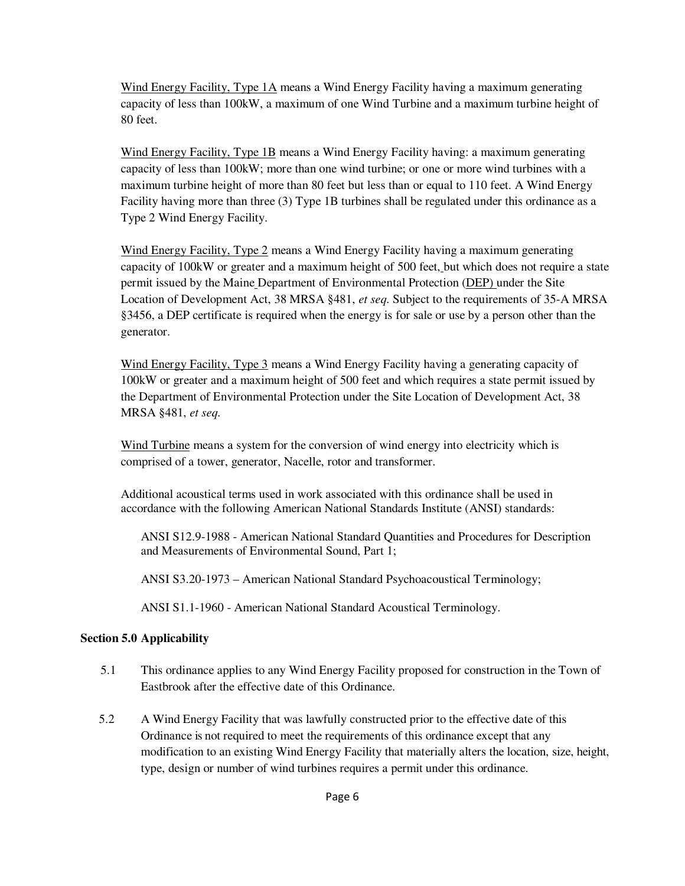Wind Energy Facility, Type 1A means a Wind Energy Facility having a maximum generating capacity of less than 100kW, a maximum of one Wind Turbine and a maximum turbine height of 80 feet.

Wind Energy Facility, Type 1B means a Wind Energy Facility having: a maximum generating capacity of less than 100kW; more than one wind turbine; or one or more wind turbines with a maximum turbine height of more than 80 feet but less than or equal to 110 feet. A Wind Energy Facility having more than three (3) Type 1B turbines shall be regulated under this ordinance as a Type 2 Wind Energy Facility.

Wind Energy Facility, Type 2 means a Wind Energy Facility having a maximum generating capacity of 100kW or greater and a maximum height of 500 feet, but which does not require a state permit issued by the Maine Department of Environmental Protection (DEP) under the Site Location of Development Act, 38 MRSA §481, *et seq.* Subject to the requirements of 35-A MRSA §3456, a DEP certificate is required when the energy is for sale or use by a person other than the generator.

Wind Energy Facility, Type 3 means a Wind Energy Facility having a generating capacity of 100kW or greater and a maximum height of 500 feet and which requires a state permit issued by the Department of Environmental Protection under the Site Location of Development Act, 38 MRSA §481, *et seq.*

Wind Turbine means a system for the conversion of wind energy into electricity which is comprised of a tower, generator, Nacelle, rotor and transformer.

Additional acoustical terms used in work associated with this ordinance shall be used in accordance with the following American National Standards Institute (ANSI) standards:

ANSI S12.9-1988 - American National Standard Quantities and Procedures for Description and Measurements of Environmental Sound, Part 1;

ANSI S3.20-1973 – American National Standard Psychoacoustical Terminology;

ANSI S1.1-1960 - American National Standard Acoustical Terminology.

## Section 5.0 Applicability

5.1 This ordinance applies to any Wind Energy Facility proposed for construction in the Town of Eastbrook after the effective date of this Ordinance.

5.2 A Wind Energy Facility that was lawfully constructed prior to the effective date of this Ordinance is not required to meet the requirements of this ordinance except that any modification to an existing Wind Energy Facility that materially alters the location, size, height, type, design or number of wind turbines requires a permit under this ordinance.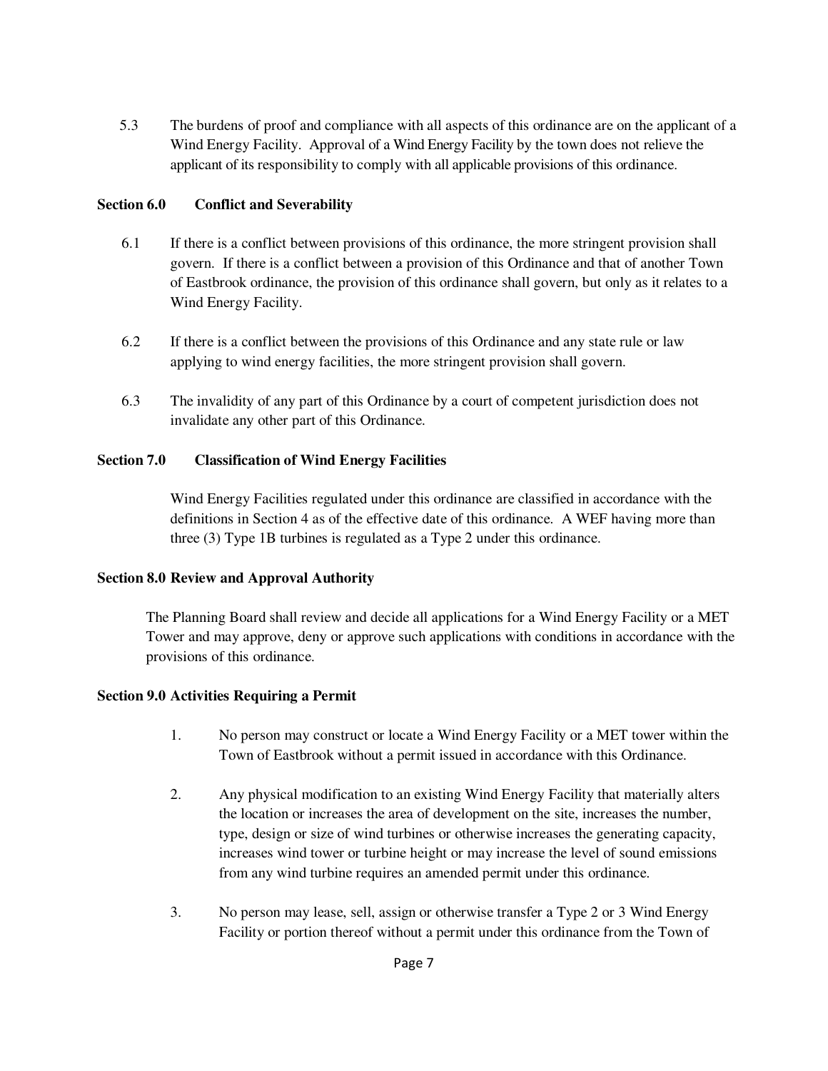5.3 The burdens of proof and compliance with all aspects of this ordinance are on the applicant of a Wind Energy Facility. Approval of a Wind Energy Facility by the town does not relieve the applicant of its responsibility to comply with all applicable provisions of this ordinance.

**Section 6.0 Conflict and Severability**

6.1 If there is a conflict between provisions of this ordinance, the more stringent provision shall govern. If there is a conflict between a provision of this Ordinance and that of another Town of Eastbrook ordinance, the provision of this ordinance shall govern, but only as it relates to a Wind Energy Facility.

6.2 If there is a conflict between the provisions of this Ordinance and any state rule or law applying to wind energy facilities, the more stringent provision shall govern.

6.3 The invalidity of any part of this Ordinance by a court of competent jurisdiction does not invalidate any other part of this Ordinance.

**Section 7.0 Classification of Wind Energy Facilities**

Wind Energy Facilities regulated under this ordinance are classified in accordance with the definitions in Section 4 as of the effective date of this ordinance. A WEF having more than three (3) Type 1B turbines is regulated as a Type 2 under this ordinance.

**Section 8.0 Review and Approval Authority**

The Planning Board shall review and decide all applications for a Wind Energy Facility or a MET Tower and may approve, deny or approve such applications with conditions in accordance with the provisions of this ordinance.

**Section 9.0 Activities Requiring a Permit**

1. No person may construct or locate a Wind Energy Facility or a MET tower within the Town of Eastbrook without a permit issued in accordance with this Ordinance.

2. Any physical modification to an existing Wind Energy Facility that materially alters the location or increases the area of development on the site, increases the number, type, design or size of wind turbines or otherwise increases the generating capacity, increases wind tower or turbine height or may increase the level of sound emissions from any wind turbine requires an amended permit under this ordinance.

3. No person may lease, sell, assign or otherwise transfer a Type 2 or 3 Wind Energy Facility or portion thereof without a permit under this ordinance from the Town of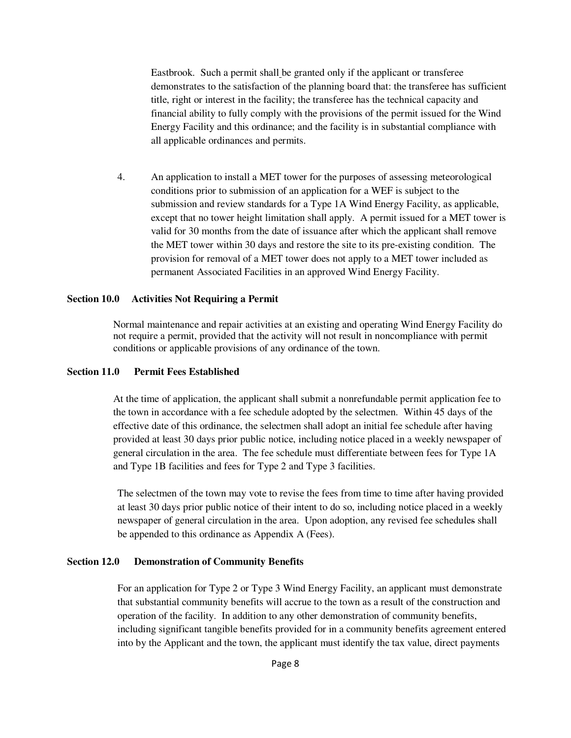Eastbrook. Such a permit shall be granted only if the applicant or transferee demonstrates to the satisfaction of the planning board that: the transferee has sufficient title, right or interest in the facility; the transferee has the technical capacity and financial ability to fully comply with the provisions of the permit issued for the Wind Energy Facility and this ordinance; and the facility is in substantial compliance with all applicable ordinances and permits.

4. An application to install a MET tower for the purposes of assessing meteorological conditions prior to submission of an application for a WEF is subject to the submission and review standards for a Type 1A Wind Energy Facility, as applicable, except that no tower height limitation shall apply. A permit issued for a MET tower is valid for 30 months from the date of issuance after which the applicant shall remove the MET tower within 30 days and restore the site to its pre-existing condition. The provision for removal of a MET tower does not apply to a MET tower included as permanent Associated Facilities in an approved Wind Energy Facility.

**Section 10.0 Activities Not Requiring a Permit**

Normal maintenance and repair activities at an existing and operating Wind Energy Facility do not require a permit, provided that the activity will not result in noncompliance with permit conditions or applicable provisions of any ordinance of the town.

**Section 11.0 Permit Fees Established**

At the time of application, the applicant shall submit a nonrefundable permit application fee to the town in accordance with a fee schedule adopted by the selectmen. Within 45 days of the effective date of this ordinance, the selectmen shall adopt an initial fee schedule after having provided at least 30 days prior public notice, including notice placed in a weekly newspaper of general circulation in the area. The fee schedule must differentiate between fees for Type 1A and Type 1B facilities and fees for Type 2 and Type 3 facilities.

The selectmen of the town may vote to revise the fees from time to time after having provided at least 30 days prior public notice of their intent to do so, including notice placed in a weekly newspaper of general circulation in the area. Upon adoption, any revised fee schedules shall be appended to this ordinance as Appendix A (Fees).

**Section 12.0 Demonstration of Community Benefits**

For an application for Type 2 or Type 3 Wind Energy Facility, an applicant must demonstrate that substantial community benefits will accrue to the town as a result of the construction and operation of the facility. In addition to any other demonstration of community benefits, including significant tangible benefits provided for in a community benefits agreement entered into by the Applicant and the town, the applicant must identify the tax value, direct payments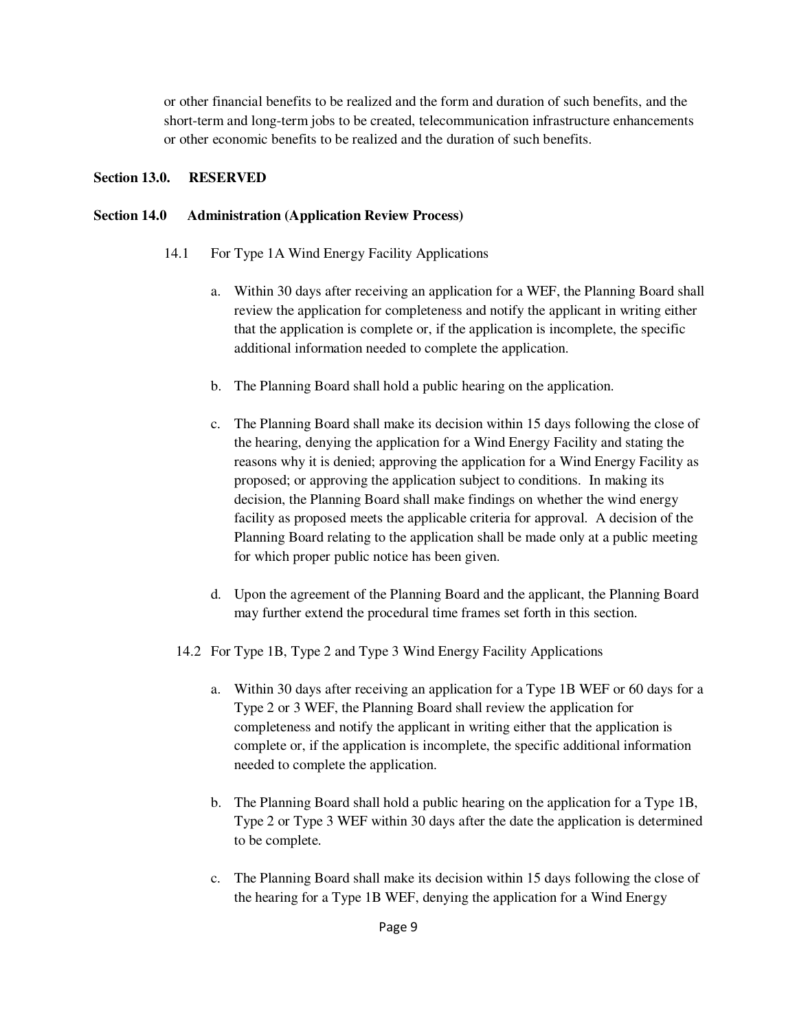or other financial benefits to be realized and the form and duration of such benefits, and the short-term and long-term jobs to be created, telecommunication infrastructure enhancements or other economic benefits to be realized and the duration of such benefits.

**Section 13.0. RESERVED**

**Section 14.0 Administration (Application Review Process)**

14.1 For Type 1A Wind Energy Facility Applications

a. Within 30 days after receiving an application for a WEF, the Planning Board shall review the application for completeness and notify the applicant in writing either that the application is complete or, if the application is incomplete, the specific additional information needed to complete the application.

b. The Planning Board shall hold a public hearing on the application.

c. The Planning Board shall make its decision within 15 days following the close of the hearing, denying the application for a Wind Energy Facility and stating the reasons why it is denied; approving the application for a Wind Energy Facility as proposed; or approving the application subject to conditions. In making its decision, the Planning Board shall make findings on whether the wind energy facility as proposed meets the applicable criteria for approval. A decision of the Planning Board relating to the application shall be made only at a public meeting for which proper public notice has been given.

d. Upon the agreement of the Planning Board and the applicant, the Planning Board may further extend the procedural time frames set forth in this section.

14.2 For Type 1B, Type 2 and Type 3 Wind Energy Facility Applications

a. Within 30 days after receiving an application for a Type 1B WEF or 60 days for a Type 2 or 3 WEF, the Planning Board shall review the application for completeness and notify the applicant in writing either that the application is complete or, if the application is incomplete, the specific additional information needed to complete the application.

b. The Planning Board shall hold a public hearing on the application for a Type 1B, Type 2 or Type 3 WEF within 30 days after the date the application is determined to be complete.

c. The Planning Board shall make its decision within 15 days following the close of the hearing for a Type 1B WEF, denying the application for a Wind Energy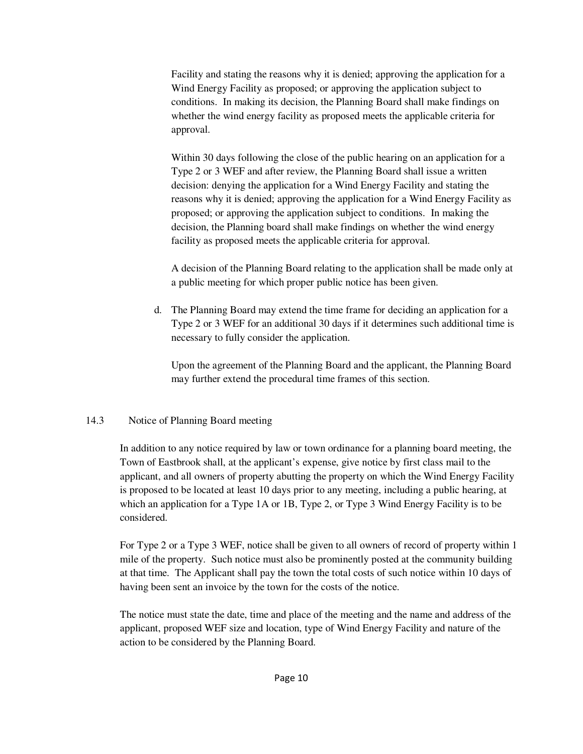Facility and stating the reasons why it is denied; approving the application for a Wind Energy Facility as proposed; or approving the application subject to conditions. In making its decision, the Planning Board shall make findings on whether the wind energy facility as proposed meets the applicable criteria for approval.

Within 30 days following the close of the public hearing on an application for a Type 2 or 3 WEF and after review, the Planning Board shall issue a written decision: denying the application for a Wind Energy Facility and stating the reasons why it is denied; approving the application for a Wind Energy Facility as proposed; or approving the application subject to conditions. In making the decision, the Planning board shall make findings on whether the wind energy facility as proposed meets the applicable criteria for approval.

A decision of the Planning Board relating to the application shall be made only at a public meeting for which proper public notice has been given.

d. The Planning Board may extend the time frame for deciding an application for a Type 2 or 3 WEF for an additional 30 days if it determines such additional time is necessary to fully consider the application.

   Upon the agreement of the Planning Board and the applicant, the Planning Board may further extend the procedural time frames of this section.

## 14.3 Notice of Planning Board meeting

In addition to any notice required by law or town ordinance for a planning board meeting, the Town of Eastbrook shall, at the applicant's expense, give notice by first class mail to the applicant, and all owners of property abutting the property on which the Wind Energy Facility is proposed to be located at least 10 days prior to any meeting, including a public hearing, at which an application for a Type 1A or 1B, Type 2, or Type 3 Wind Energy Facility is to be considered.

For Type 2 or a Type 3 WEF, notice shall be given to all owners of record of property within 1 mile of the property. Such notice must also be prominently posted at the community building at that time. The Applicant shall pay the town the total costs of such notice within 10 days of having been sent an invoice by the town for the costs of the notice.

The notice must state the date, time and place of the meeting and the name and address of the applicant, proposed WEF size and location, type of Wind Energy Facility and nature of the action to be considered by the Planning Board.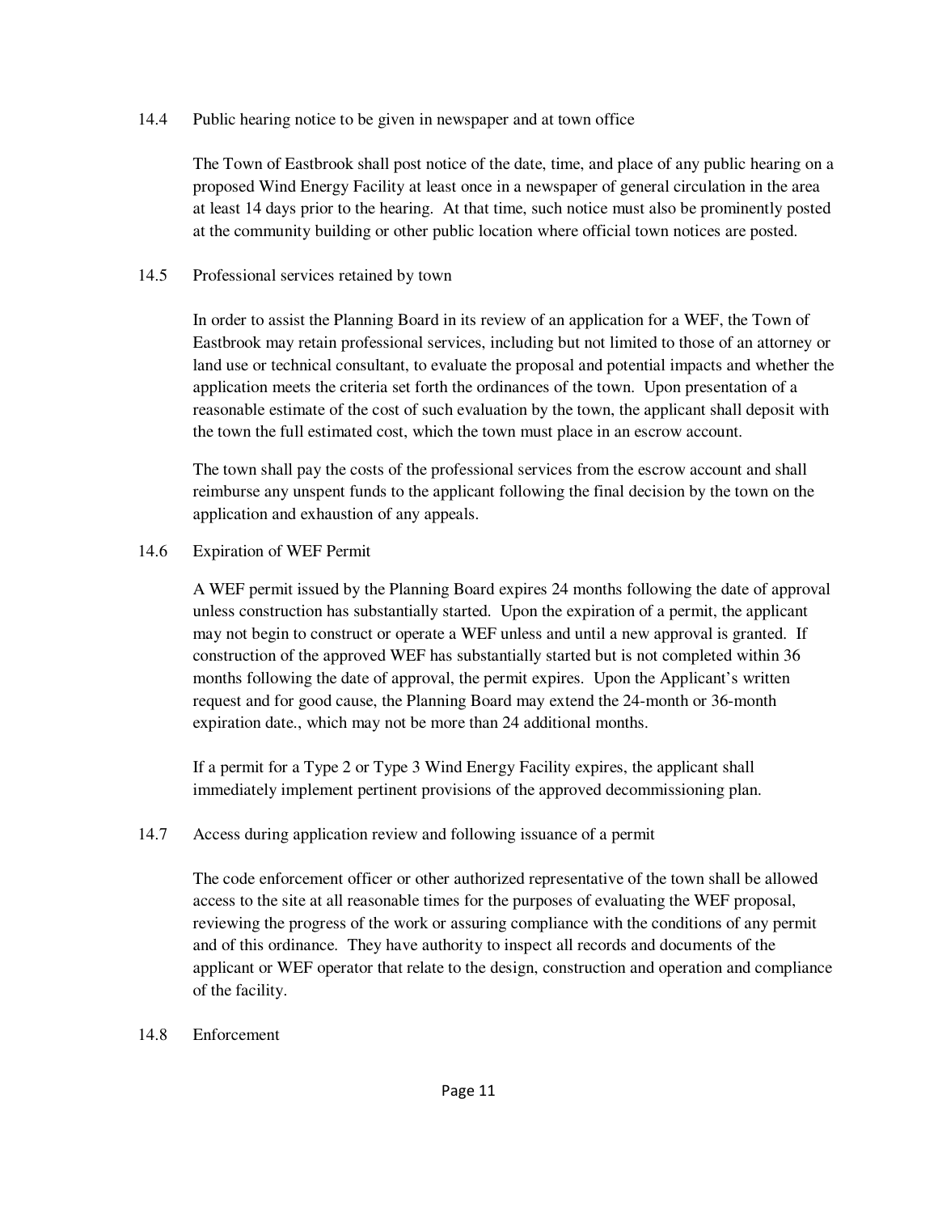14.4 Public hearing notice to be given in newspaper and at town office

The Town of Eastbrook shall post notice of the date, time, and place of any public hearing on a proposed Wind Energy Facility at least once in a newspaper of general circulation in the area at least 14 days prior to the hearing. At that time, such notice must also be prominently posted at the community building or other public location where official town notices are posted.

14.5 Professional services retained by town

In order to assist the Planning Board in its review of an application for a WEF, the Town of Eastbrook may retain professional services, including but not limited to those of an attorney or land use or technical consultant, to evaluate the proposal and potential impacts and whether the application meets the criteria set forth the ordinances of the town. Upon presentation of a reasonable estimate of the cost of such evaluation by the town, the applicant shall deposit with the town the full estimated cost, which the town must place in an escrow account.

The town shall pay the costs of the professional services from the escrow account and shall reimburse any unspent funds to the applicant following the final decision by the town on the application and exhaustion of any appeals.

14.6 Expiration of WEF Permit

A WEF permit issued by the Planning Board expires 24 months following the date of approval unless construction has substantially started. Upon the expiration of a permit, the applicant may not begin to construct or operate a WEF unless and until a new approval is granted. If construction of the approved WEF has substantially started but is not completed within 36 months following the date of approval, the permit expires. Upon the Applicant's written request and for good cause, the Planning Board may extend the 24-month or 36-month expiration date., which may not be more than 24 additional months.

If a permit for a Type 2 or Type 3 Wind Energy Facility expires, the applicant shall immediately implement pertinent provisions of the approved decommissioning plan.

14.7 Access during application review and following issuance of a permit

The code enforcement officer or other authorized representative of the town shall be allowed access to the site at all reasonable times for the purposes of evaluating the WEF proposal, reviewing the progress of the work or assuring compliance with the conditions of any permit and of this ordinance. They have authority to inspect all records and documents of the applicant or WEF operator that relate to the design, construction and operation and compliance of the facility.

14.8 Enforcement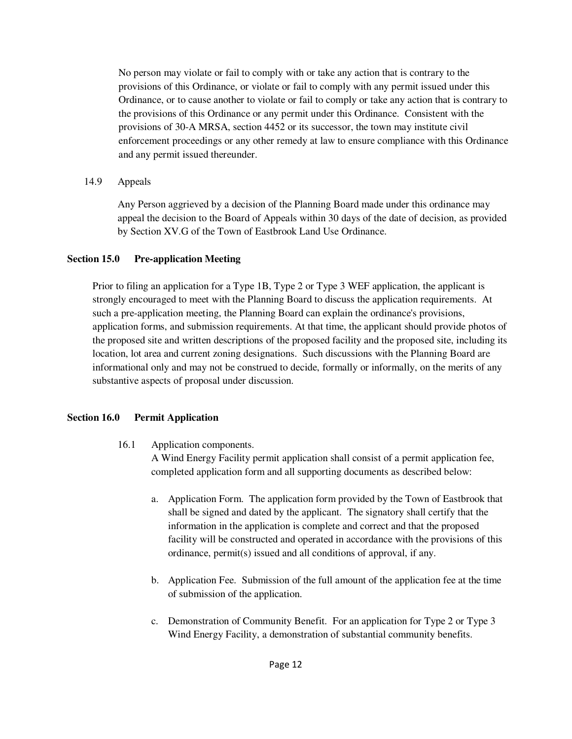No person may violate or fail to comply with or take any action that is contrary to the provisions of this Ordinance, or violate or fail to comply with any permit issued under this Ordinance, or to cause another to violate or fail to comply or take any action that is contrary to the provisions of this Ordinance or any permit under this Ordinance. Consistent with the provisions of 30-A MRSA, section 4452 or its successor, the town may institute civil enforcement proceedings or any other remedy at law to ensure compliance with this Ordinance and any permit issued thereunder.

14.9 Appeals

Any Person aggrieved by a decision of the Planning Board made under this ordinance may appeal the decision to the Board of Appeals within 30 days of the date of decision, as provided by Section XV.G of the Town of Eastbrook Land Use Ordinance.

## Section 15.0 Pre-application Meeting

Prior to filing an application for a Type 1B, Type 2 or Type 3 WEF application, the applicant is strongly encouraged to meet with the Planning Board to discuss the application requirements. At such a pre-application meeting, the Planning Board can explain the ordinance's provisions, application forms, and submission requirements. At that time, the applicant should provide photos of the proposed site and written descriptions of the proposed facility and the proposed site, including its location, lot area and current zoning designations. Such discussions with the Planning Board are informational only and may not be construed to decide, formally or informally, on the merits of any substantive aspects of proposal under discussion.

## Section 16.0 Permit Application

16.1 Application components.
A Wind Energy Facility permit application shall consist of a permit application fee, completed application form and all supporting documents as described below:

a. Application Form. The application form provided by the Town of Eastbrook that shall be signed and dated by the applicant. The signatory shall certify that the information in the application is complete and correct and that the proposed facility will be constructed and operated in accordance with the provisions of this ordinance, permit(s) issued and all conditions of approval, if any.

b. Application Fee. Submission of the full amount of the application fee at the time of submission of the application.

c. Demonstration of Community Benefit. For an application for Type 2 or Type 3 Wind Energy Facility, a demonstration of substantial community benefits.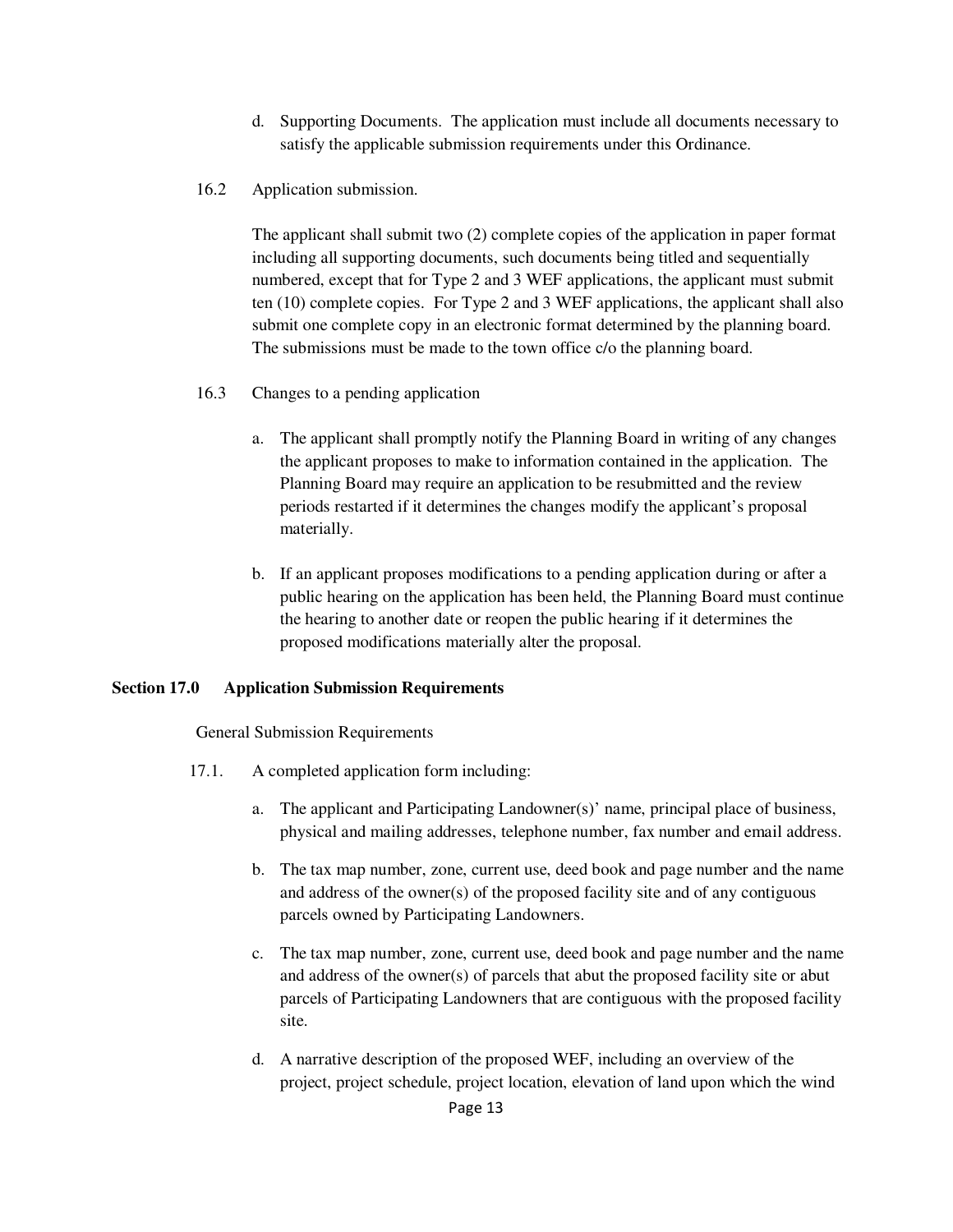d. Supporting Documents. The application must include all documents necessary to satisfy the applicable submission requirements under this Ordinance.

16.2 Application submission.

The applicant shall submit two (2) complete copies of the application in paper format including all supporting documents, such documents being titled and sequentially numbered, except that for Type 2 and 3 WEF applications, the applicant must submit ten (10) complete copies. For Type 2 and 3 WEF applications, the applicant shall also submit one complete copy in an electronic format determined by the planning board. The submissions must be made to the town office c/o the planning board.

16.3 Changes to a pending application

a. The applicant shall promptly notify the Planning Board in writing of any changes the applicant proposes to make to information contained in the application. The Planning Board may require an application to be resubmitted and the review periods restarted if it determines the changes modify the applicant's proposal materially.

b. If an applicant proposes modifications to a pending application during or after a public hearing on the application has been held, the Planning Board must continue the hearing to another date or reopen the public hearing if it determines the proposed modifications materially alter the proposal.

## Section 17.0 Application Submission Requirements

General Submission Requirements

17.1. A completed application form including:

a. The applicant and Participating Landowner(s)' name, principal place of business, physical and mailing addresses, telephone number, fax number and email address.

b. The tax map number, zone, current use, deed book and page number and the name and address of the owner(s) of the proposed facility site and of any contiguous parcels owned by Participating Landowners.

c. The tax map number, zone, current use, deed book and page number and the name and address of the owner(s) of parcels that abut the proposed facility site or abut parcels of Participating Landowners that are contiguous with the proposed facility site.

d. A narrative description of the proposed WEF, including an overview of the project, project schedule, project location, elevation of land upon which the wind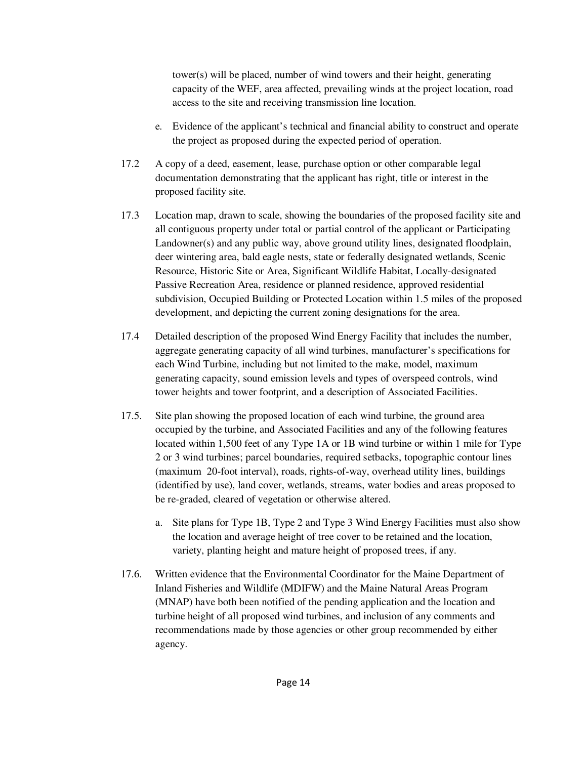tower(s) will be placed, number of wind towers and their height, generating capacity of the WEF, area affected, prevailing winds at the project location, road access to the site and receiving transmission line location.

e. Evidence of the applicant's technical and financial ability to construct and operate the project as proposed during the expected period of operation.

17.2 A copy of a deed, easement, lease, purchase option or other comparable legal documentation demonstrating that the applicant has right, title or interest in the proposed facility site.

17.3 Location map, drawn to scale, showing the boundaries of the proposed facility site and all contiguous property under total or partial control of the applicant or Participating Landowner(s) and any public way, above ground utility lines, designated floodplain, deer wintering area, bald eagle nests, state or federally designated wetlands, Scenic Resource, Historic Site or Area, Significant Wildlife Habitat, Locally-designated Passive Recreation Area, residence or planned residence, approved residential subdivision, Occupied Building or Protected Location within 1.5 miles of the proposed development, and depicting the current zoning designations for the area.

17.4 Detailed description of the proposed Wind Energy Facility that includes the number, aggregate generating capacity of all wind turbines, manufacturer's specifications for each Wind Turbine, including but not limited to the make, model, maximum generating capacity, sound emission levels and types of overspeed controls, wind tower heights and tower footprint, and a description of Associated Facilities.

17.5. Site plan showing the proposed location of each wind turbine, the ground area occupied by the turbine, and Associated Facilities and any of the following features located within 1,500 feet of any Type 1A or 1B wind turbine or within 1 mile for Type 2 or 3 wind turbines; parcel boundaries, required setbacks, topographic contour lines (maximum 20-foot interval), roads, rights-of-way, overhead utility lines, buildings (identified by use), land cover, wetlands, streams, water bodies and areas proposed to be re-graded, cleared of vegetation or otherwise altered.

a. Site plans for Type 1B, Type 2 and Type 3 Wind Energy Facilities must also show the location and average height of tree cover to be retained and the location, variety, planting height and mature height of proposed trees, if any.

17.6. Written evidence that the Environmental Coordinator for the Maine Department of Inland Fisheries and Wildlife (MDIFW) and the Maine Natural Areas Program (MNAP) have both been notified of the pending application and the location and turbine height of all proposed wind turbines, and inclusion of any comments and recommendations made by those agencies or other group recommended by either agency.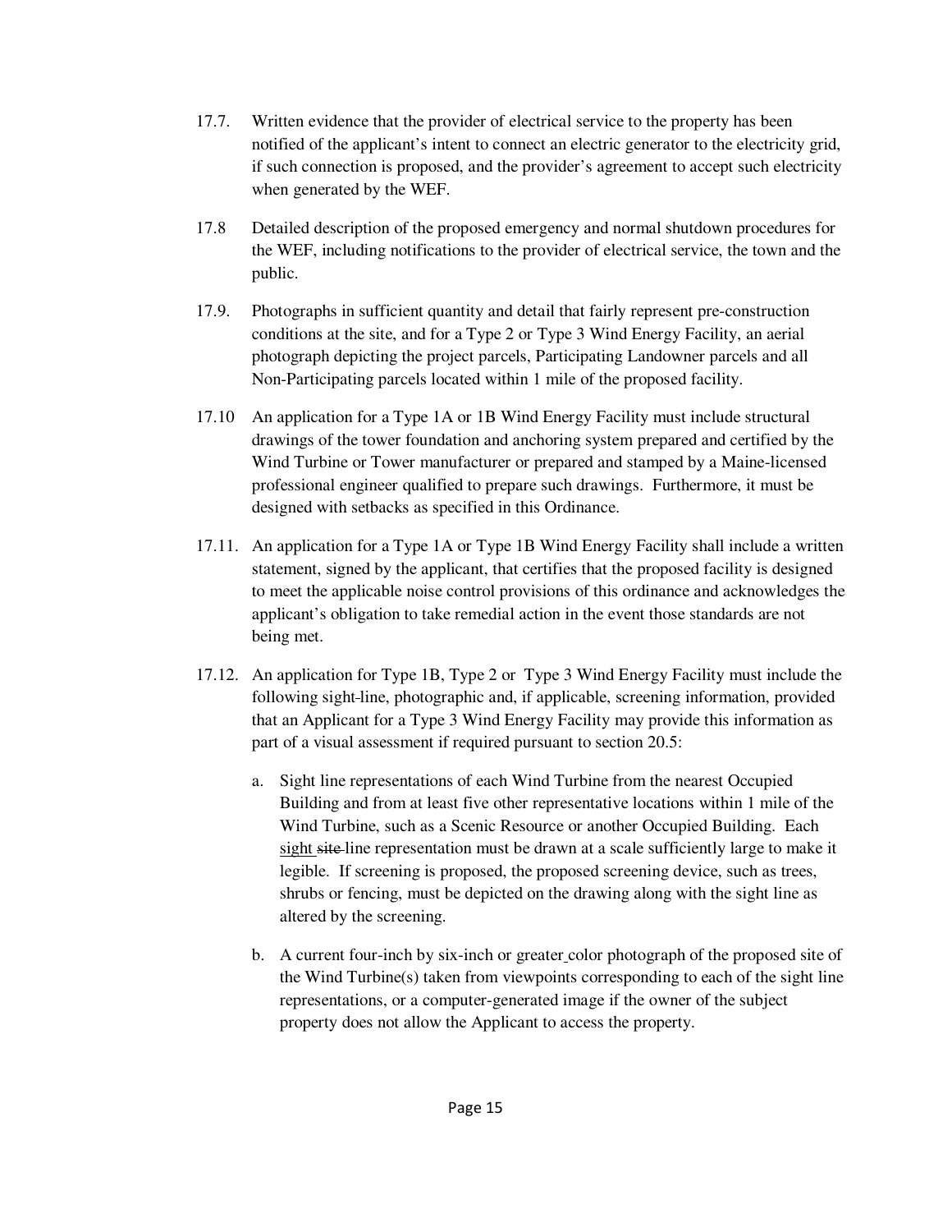17.7. Written evidence that the provider of electrical service to the property has been notified of the applicant's intent to connect an electric generator to the electricity grid, if such connection is proposed, and the provider's agreement to accept such electricity when generated by the WEF.

17.8 Detailed description of the proposed emergency and normal shutdown procedures for the WEF, including notifications to the provider of electrical service, the town and the public.

17.9. Photographs in sufficient quantity and detail that fairly represent pre-construction conditions at the site, and for a Type 2 or Type 3 Wind Energy Facility, an aerial photograph depicting the project parcels, Participating Landowner parcels and all Non-Participating parcels located within 1 mile of the proposed facility.

17.10 An application for a Type 1A or 1B Wind Energy Facility must include structural drawings of the tower foundation and anchoring system prepared and certified by the Wind Turbine or Tower manufacturer or prepared and stamped by a Maine-licensed professional engineer qualified to prepare such drawings. Furthermore, it must be designed with setbacks as specified in this Ordinance.

17.11. An application for a Type 1A or Type 1B Wind Energy Facility shall include a written statement, signed by the applicant, that certifies that the proposed facility is designed to meet the applicable noise control provisions of this ordinance and acknowledges the applicant's obligation to take remedial action in the event those standards are not being met.

17.12. An application for Type 1B, Type 2 or Type 3 Wind Energy Facility must include the following sight~~-~~line, photographic and, if applicable, screening information, provided that an Applicant for a Type 3 Wind Energy Facility may provide this information as part of a visual assessment if required pursuant to section 20.5:

a. Sight line representations of each Wind Turbine from the nearest Occupied Building and from at least five other representative locations within 1 mile of the Wind Turbine, such as a Scenic Resource or another Occupied Building. Each sight ~~site~~ line representation must be drawn at a scale sufficiently large to make it legible. If screening is proposed, the proposed screening device, such as trees, shrubs or fencing, must be depicted on the drawing along with the sight line as altered by the screening.

b. A current four-inch by six-inch or greater color photograph of the proposed site of the Wind Turbine(s) taken from viewpoints corresponding to each of the sight line representations, or a computer-generated image if the owner of the subject property does not allow the Applicant to access the property.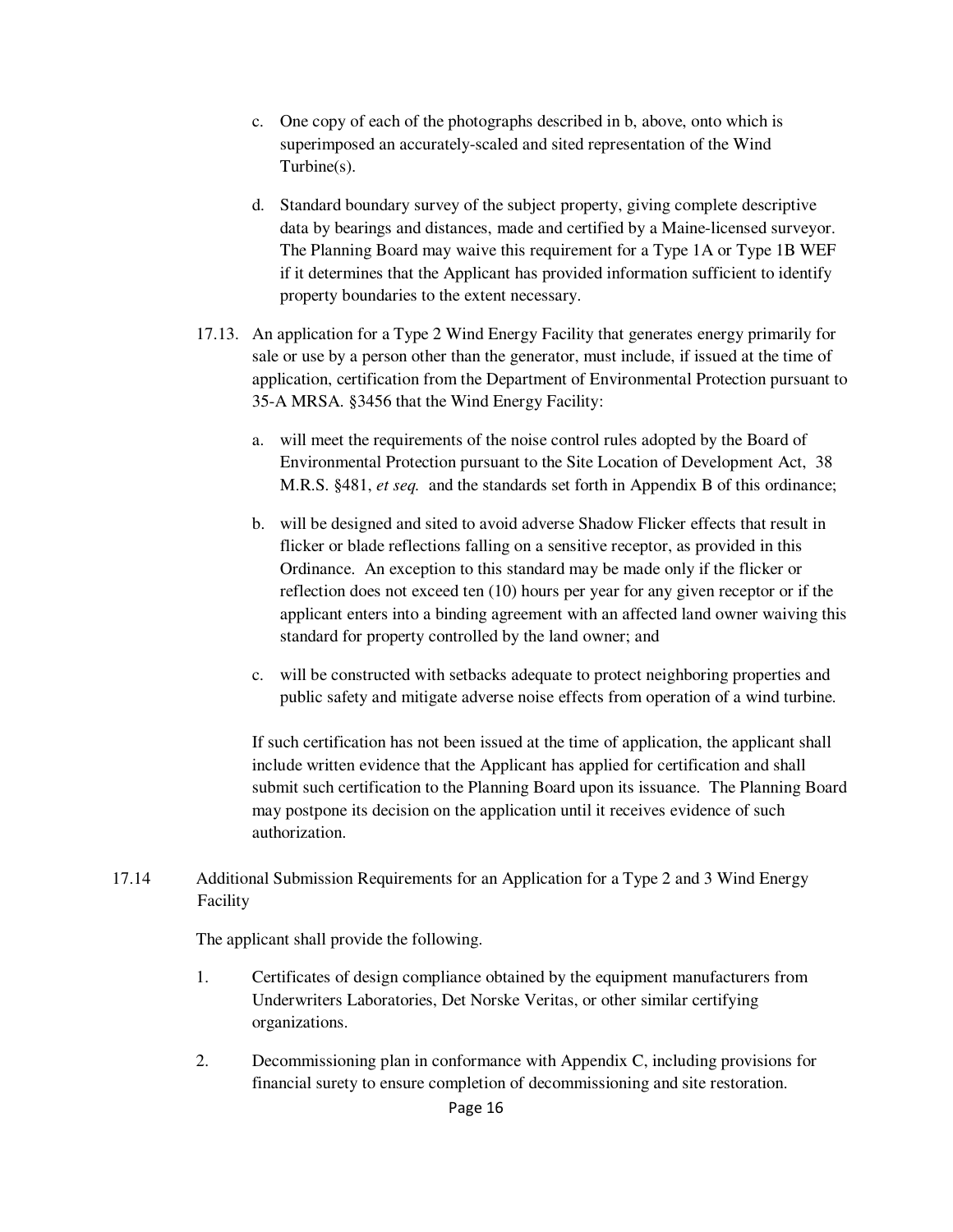c. One copy of each of the photographs described in b, above, onto which is superimposed an accurately-scaled and sited representation of the Wind Turbine(s).

d. Standard boundary survey of the subject property, giving complete descriptive data by bearings and distances, made and certified by a Maine-licensed surveyor. The Planning Board may waive this requirement for a Type 1A or Type 1B WEF if it determines that the Applicant has provided information sufficient to identify property boundaries to the extent necessary.

17.13. An application for a Type 2 Wind Energy Facility that generates energy primarily for sale or use by a person other than the generator, must include, if issued at the time of application, certification from the Department of Environmental Protection pursuant to 35-A MRSA. §3456 that the Wind Energy Facility:

a. will meet the requirements of the noise control rules adopted by the Board of Environmental Protection pursuant to the Site Location of Development Act, 38 M.R.S. §481, *et seq.* and the standards set forth in Appendix B of this ordinance;

b. will be designed and sited to avoid adverse Shadow Flicker effects that result in flicker or blade reflections falling on a sensitive receptor, as provided in this Ordinance. An exception to this standard may be made only if the flicker or reflection does not exceed ten (10) hours per year for any given receptor or if the applicant enters into a binding agreement with an affected land owner waiving this standard for property controlled by the land owner; and

c. will be constructed with setbacks adequate to protect neighboring properties and public safety and mitigate adverse noise effects from operation of a wind turbine.

If such certification has not been issued at the time of application, the applicant shall include written evidence that the Applicant has applied for certification and shall submit such certification to the Planning Board upon its issuance. The Planning Board may postpone its decision on the application until it receives evidence of such authorization.

17.14 Additional Submission Requirements for an Application for a Type 2 and 3 Wind Energy Facility

The applicant shall provide the following.

1. Certificates of design compliance obtained by the equipment manufacturers from Underwriters Laboratories, Det Norske Veritas, or other similar certifying organizations.

2. Decommissioning plan in conformance with Appendix C, including provisions for financial surety to ensure completion of decommissioning and site restoration.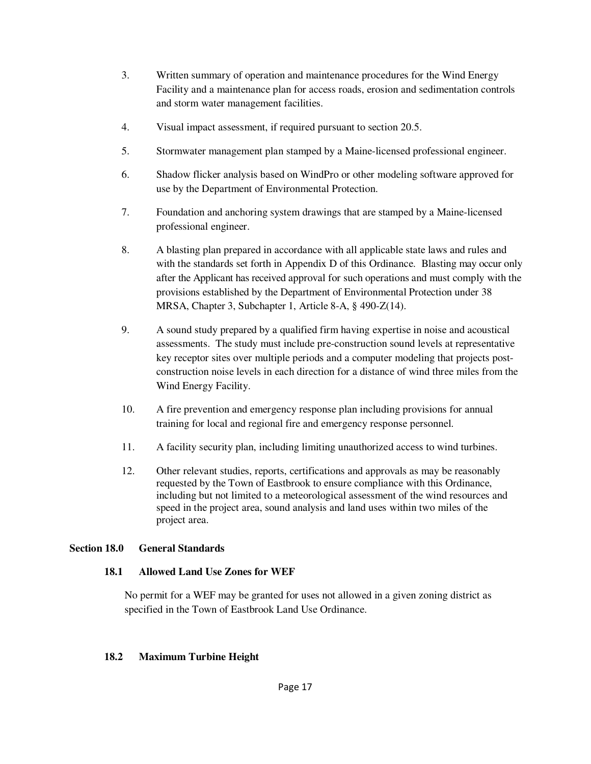3. Written summary of operation and maintenance procedures for the Wind Energy Facility and a maintenance plan for access roads, erosion and sedimentation controls and storm water management facilities.

4. Visual impact assessment, if required pursuant to section 20.5.

5. Stormwater management plan stamped by a Maine-licensed professional engineer.

6. Shadow flicker analysis based on WindPro or other modeling software approved for use by the Department of Environmental Protection.

7. Foundation and anchoring system drawings that are stamped by a Maine-licensed professional engineer.

8. A blasting plan prepared in accordance with all applicable state laws and rules and with the standards set forth in Appendix D of this Ordinance. Blasting may occur only after the Applicant has received approval for such operations and must comply with the provisions established by the Department of Environmental Protection under 38 MRSA, Chapter 3, Subchapter 1, Article 8-A, § 490-Z(14).

9. A sound study prepared by a qualified firm having expertise in noise and acoustical assessments. The study must include pre-construction sound levels at representative key receptor sites over multiple periods and a computer modeling that projects post-construction noise levels in each direction for a distance of wind three miles from the Wind Energy Facility.

10. A fire prevention and emergency response plan including provisions for annual training for local and regional fire and emergency response personnel.

11. A facility security plan, including limiting unauthorized access to wind turbines.

12. Other relevant studies, reports, certifications and approvals as may be reasonably requested by the Town of Eastbrook to ensure compliance with this Ordinance, including but not limited to a meteorological assessment of the wind resources and speed in the project area, sound analysis and land uses within two miles of the project area.

## Section 18.0 General Standards

### 18.1 Allowed Land Use Zones for WEF

No permit for a WEF may be granted for uses not allowed in a given zoning district as specified in the Town of Eastbrook Land Use Ordinance.

### 18.2 Maximum Turbine Height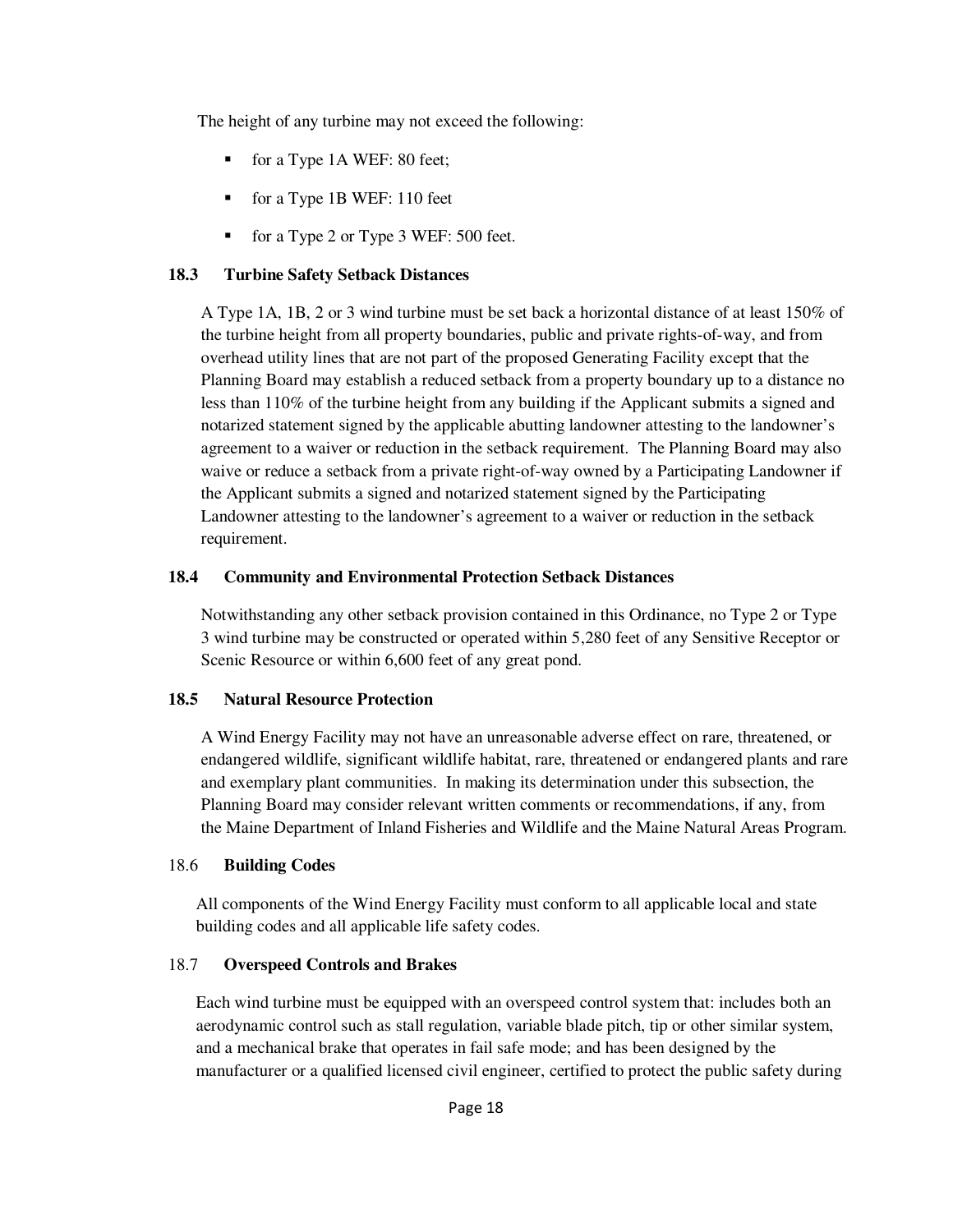The height of any turbine may not exceed the following:

- for a Type 1A WEF: 80 feet;
- for a Type 1B WEF: 110 feet
- for a Type 2 or Type 3 WEF: 500 feet.

### 18.3 Turbine Safety Setback Distances

A Type 1A, 1B, 2 or 3 wind turbine must be set back a horizontal distance of at least 150% of the turbine height from all property boundaries, public and private rights-of-way, and from overhead utility lines that are not part of the proposed Generating Facility except that the Planning Board may establish a reduced setback from a property boundary up to a distance no less than 110% of the turbine height from any building if the Applicant submits a signed and notarized statement signed by the applicable abutting landowner attesting to the landowner's agreement to a waiver or reduction in the setback requirement. The Planning Board may also waive or reduce a setback from a private right-of-way owned by a Participating Landowner if the Applicant submits a signed and notarized statement signed by the Participating Landowner attesting to the landowner's agreement to a waiver or reduction in the setback requirement.

### 18.4 Community and Environmental Protection Setback Distances

Notwithstanding any other setback provision contained in this Ordinance, no Type 2 or Type 3 wind turbine may be constructed or operated within 5,280 feet of any Sensitive Receptor or Scenic Resource or within 6,600 feet of any great pond.

### 18.5 Natural Resource Protection

A Wind Energy Facility may not have an unreasonable adverse effect on rare, threatened, or endangered wildlife, significant wildlife habitat, rare, threatened or endangered plants and rare and exemplary plant communities. In making its determination under this subsection, the Planning Board may consider relevant written comments or recommendations, if any, from the Maine Department of Inland Fisheries and Wildlife and the Maine Natural Areas Program.

### 18.6 Building Codes

All components of the Wind Energy Facility must conform to all applicable local and state building codes and all applicable life safety codes.

### 18.7 Overspeed Controls and Brakes

Each wind turbine must be equipped with an overspeed control system that: includes both an aerodynamic control such as stall regulation, variable blade pitch, tip or other similar system, and a mechanical brake that operates in fail safe mode; and has been designed by the manufacturer or a qualified licensed civil engineer, certified to protect the public safety during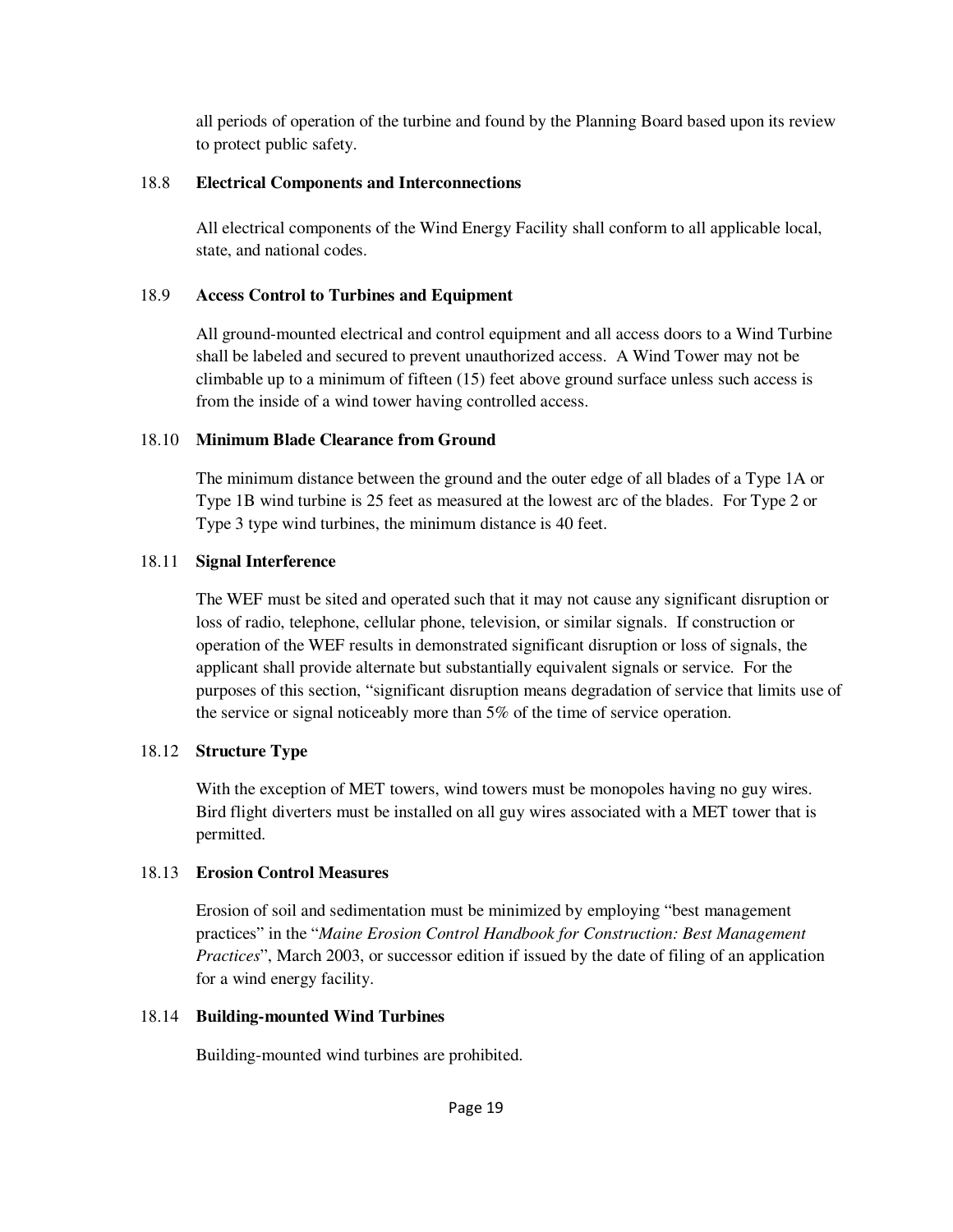all periods of operation of the turbine and found by the Planning Board based upon its review to protect public safety.

### 18.8 Electrical Components and Interconnections

All electrical components of the Wind Energy Facility shall conform to all applicable local, state, and national codes.

### 18.9 Access Control to Turbines and Equipment

All ground-mounted electrical and control equipment and all access doors to a Wind Turbine shall be labeled and secured to prevent unauthorized access. A Wind Tower may not be climbable up to a minimum of fifteen (15) feet above ground surface unless such access is from the inside of a wind tower having controlled access.

### 18.10 Minimum Blade Clearance from Ground

The minimum distance between the ground and the outer edge of all blades of a Type 1A or Type 1B wind turbine is 25 feet as measured at the lowest arc of the blades. For Type 2 or Type 3 type wind turbines, the minimum distance is 40 feet.

### 18.11 Signal Interference

The WEF must be sited and operated such that it may not cause any significant disruption or loss of radio, telephone, cellular phone, television, or similar signals. If construction or operation of the WEF results in demonstrated significant disruption or loss of signals, the applicant shall provide alternate but substantially equivalent signals or service. For the purposes of this section, "significant disruption means degradation of service that limits use of the service or signal noticeably more than 5% of the time of service operation.

### 18.12 Structure Type

With the exception of MET towers, wind towers must be monopoles having no guy wires. Bird flight diverters must be installed on all guy wires associated with a MET tower that is permitted.

### 18.13 Erosion Control Measures

Erosion of soil and sedimentation must be minimized by employing "best management practices" in the "*Maine Erosion Control Handbook for Construction: Best Management Practices*", March 2003, or successor edition if issued by the date of filing of an application for a wind energy facility.

### 18.14 Building-mounted Wind Turbines

Building-mounted wind turbines are prohibited.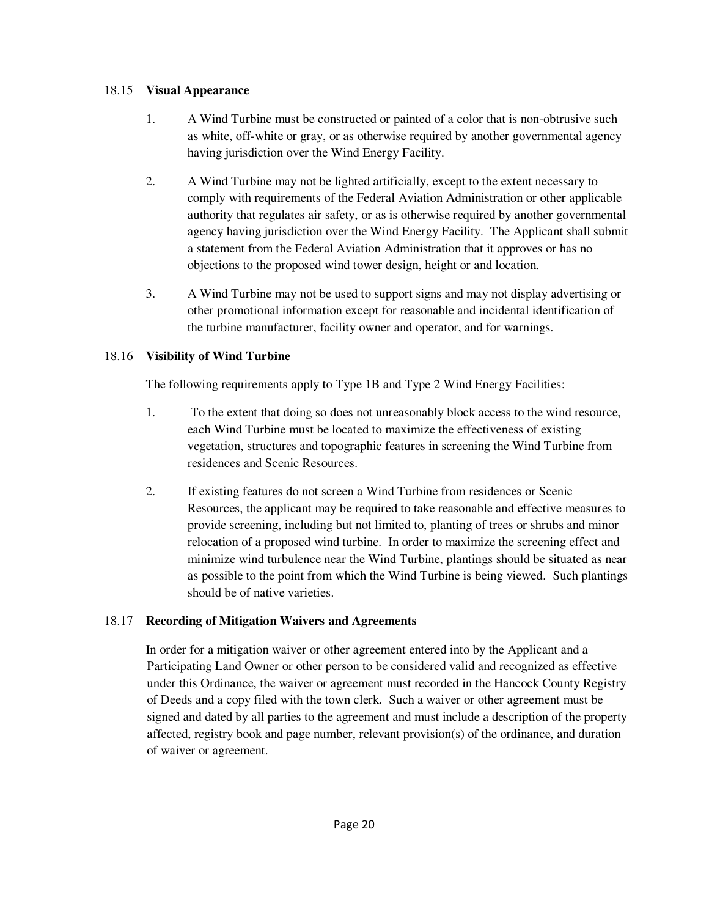### 18.15 **Visual Appearance**

1. A Wind Turbine must be constructed or painted of a color that is non-obtrusive such as white, off-white or gray, or as otherwise required by another governmental agency having jurisdiction over the Wind Energy Facility.

2. A Wind Turbine may not be lighted artificially, except to the extent necessary to comply with requirements of the Federal Aviation Administration or other applicable authority that regulates air safety, or as is otherwise required by another governmental agency having jurisdiction over the Wind Energy Facility. The Applicant shall submit a statement from the Federal Aviation Administration that it approves or has no objections to the proposed wind tower design, height or and location.

3. A Wind Turbine may not be used to support signs and may not display advertising or other promotional information except for reasonable and incidental identification of the turbine manufacturer, facility owner and operator, and for warnings.

### 18.16 **Visibility of Wind Turbine**

The following requirements apply to Type 1B and Type 2 Wind Energy Facilities:

1. To the extent that doing so does not unreasonably block access to the wind resource, each Wind Turbine must be located to maximize the effectiveness of existing vegetation, structures and topographic features in screening the Wind Turbine from residences and Scenic Resources.

2. If existing features do not screen a Wind Turbine from residences or Scenic Resources, the applicant may be required to take reasonable and effective measures to provide screening, including but not limited to, planting of trees or shrubs and minor relocation of a proposed wind turbine. In order to maximize the screening effect and minimize wind turbulence near the Wind Turbine, plantings should be situated as near as possible to the point from which the Wind Turbine is being viewed. Such plantings should be of native varieties.

### 18.17 **Recording of Mitigation Waivers and Agreements**

In order for a mitigation waiver or other agreement entered into by the Applicant and a Participating Land Owner or other person to be considered valid and recognized as effective under this Ordinance, the waiver or agreement must recorded in the Hancock County Registry of Deeds and a copy filed with the town clerk. Such a waiver or other agreement must be signed and dated by all parties to the agreement and must include a description of the property affected, registry book and page number, relevant provision(s) of the ordinance, and duration of waiver or agreement.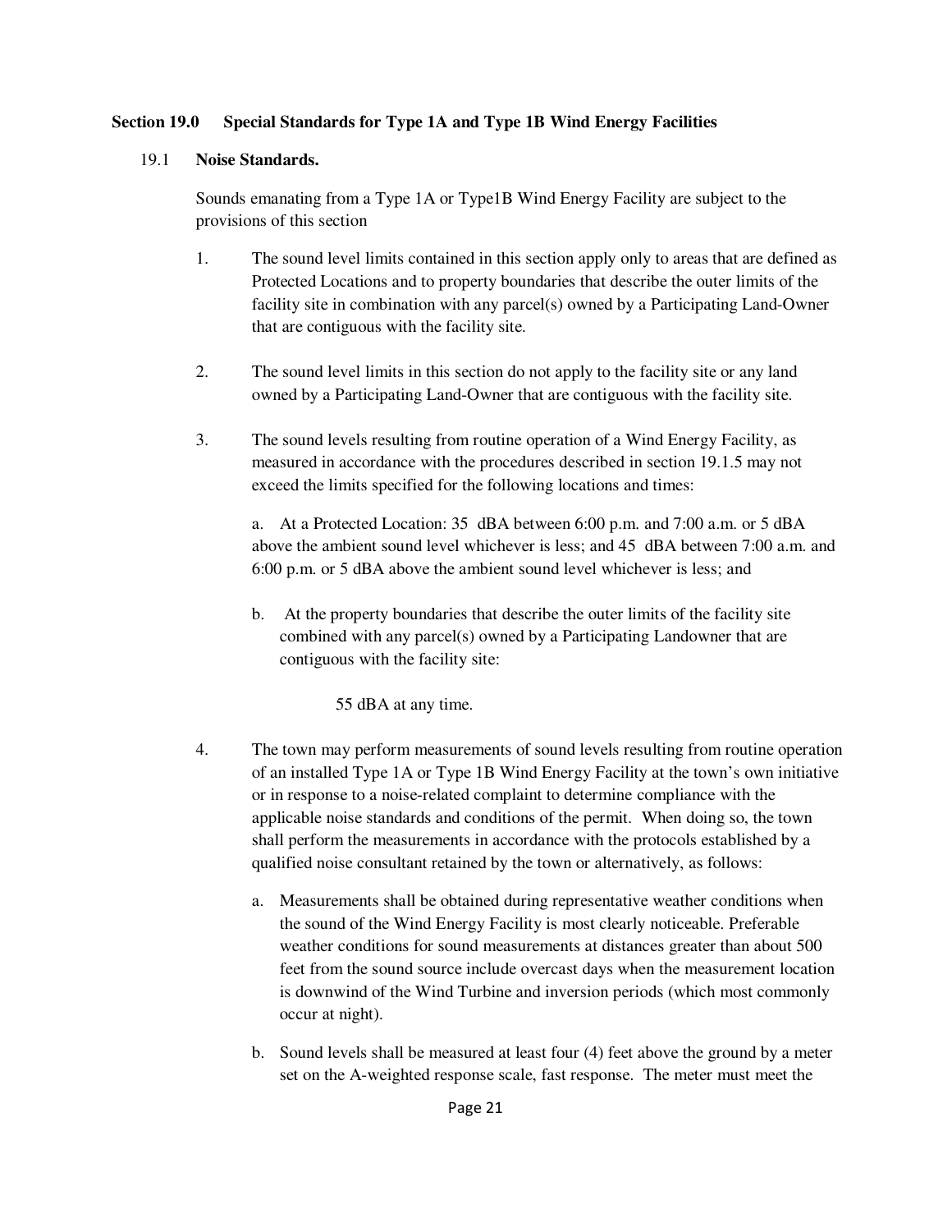## Section 19.0 Special Standards for Type 1A and Type 1B Wind Energy Facilities

### 19.1 Noise Standards.

Sounds emanating from a Type 1A or Type1B Wind Energy Facility are subject to the provisions of this section

1. The sound level limits contained in this section apply only to areas that are defined as Protected Locations and to property boundaries that describe the outer limits of the facility site in combination with any parcel(s) owned by a Participating Land-Owner that are contiguous with the facility site.

2. The sound level limits in this section do not apply to the facility site or any land owned by a Participating Land-Owner that are contiguous with the facility site.

3. The sound levels resulting from routine operation of a Wind Energy Facility, as measured in accordance with the procedures described in section 19.1.5 may not exceed the limits specified for the following locations and times:

   a. At a Protected Location: 35 dBA between 6:00 p.m. and 7:00 a.m. or 5 dBA above the ambient sound level whichever is less; and 45 dBA between 7:00 a.m. and 6:00 p.m. or 5 dBA above the ambient sound level whichever is less; and

   b. At the property boundaries that describe the outer limits of the facility site combined with any parcel(s) owned by a Participating Landowner that are contiguous with the facility site:

      55 dBA at any time.

4. The town may perform measurements of sound levels resulting from routine operation of an installed Type 1A or Type 1B Wind Energy Facility at the town's own initiative or in response to a noise-related complaint to determine compliance with the applicable noise standards and conditions of the permit. When doing so, the town shall perform the measurements in accordance with the protocols established by a qualified noise consultant retained by the town or alternatively, as follows:

   a. Measurements shall be obtained during representative weather conditions when the sound of the Wind Energy Facility is most clearly noticeable. Preferable weather conditions for sound measurements at distances greater than about 500 feet from the sound source include overcast days when the measurement location is downwind of the Wind Turbine and inversion periods (which most commonly occur at night).

   b. Sound levels shall be measured at least four (4) feet above the ground by a meter set on the A-weighted response scale, fast response. The meter must meet the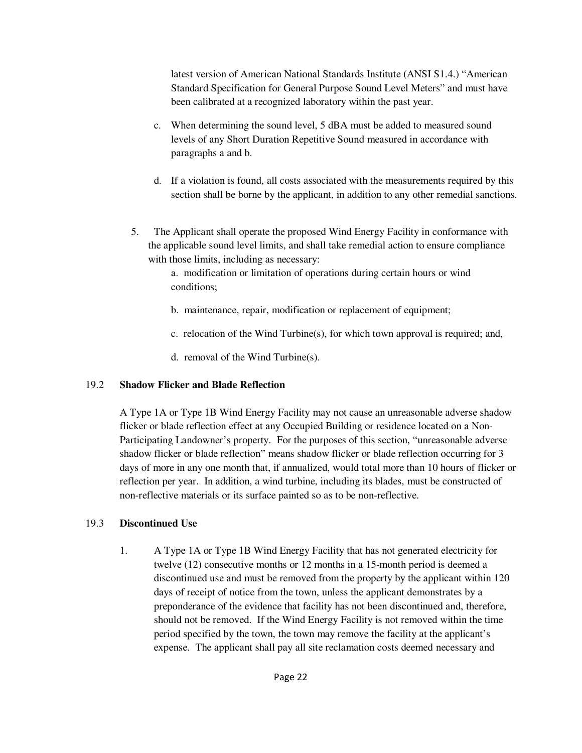latest version of American National Standards Institute (ANSI S1.4.) "American Standard Specification for General Purpose Sound Level Meters" and must have been calibrated at a recognized laboratory within the past year.

c. When determining the sound level, 5 dBA must be added to measured sound levels of any Short Duration Repetitive Sound measured in accordance with paragraphs a and b.

d. If a violation is found, all costs associated with the measurements required by this section shall be borne by the applicant, in addition to any other remedial sanctions.

5. The Applicant shall operate the proposed Wind Energy Facility in conformance with the applicable sound level limits, and shall take remedial action to ensure compliance with those limits, including as necessary:

   a. modification or limitation of operations during certain hours or wind conditions;

   b. maintenance, repair, modification or replacement of equipment;

   c. relocation of the Wind Turbine(s), for which town approval is required; and,

   d. removal of the Wind Turbine(s).

### 19.2 Shadow Flicker and Blade Reflection

A Type 1A or Type 1B Wind Energy Facility may not cause an unreasonable adverse shadow flicker or blade reflection effect at any Occupied Building or residence located on a Non-Participating Landowner's property. For the purposes of this section, "unreasonable adverse shadow flicker or blade reflection" means shadow flicker or blade reflection occurring for 3 days of more in any one month that, if annualized, would total more than 10 hours of flicker or reflection per year. In addition, a wind turbine, including its blades, must be constructed of non-reflective materials or its surface painted so as to be non-reflective.

### 19.3 Discontinued Use

1. A Type 1A or Type 1B Wind Energy Facility that has not generated electricity for twelve (12) consecutive months or 12 months in a 15-month period is deemed a discontinued use and must be removed from the property by the applicant within 120 days of receipt of notice from the town, unless the applicant demonstrates by a preponderance of the evidence that facility has not been discontinued and, therefore, should not be removed. If the Wind Energy Facility is not removed within the time period specified by the town, the town may remove the facility at the applicant's expense. The applicant shall pay all site reclamation costs deemed necessary and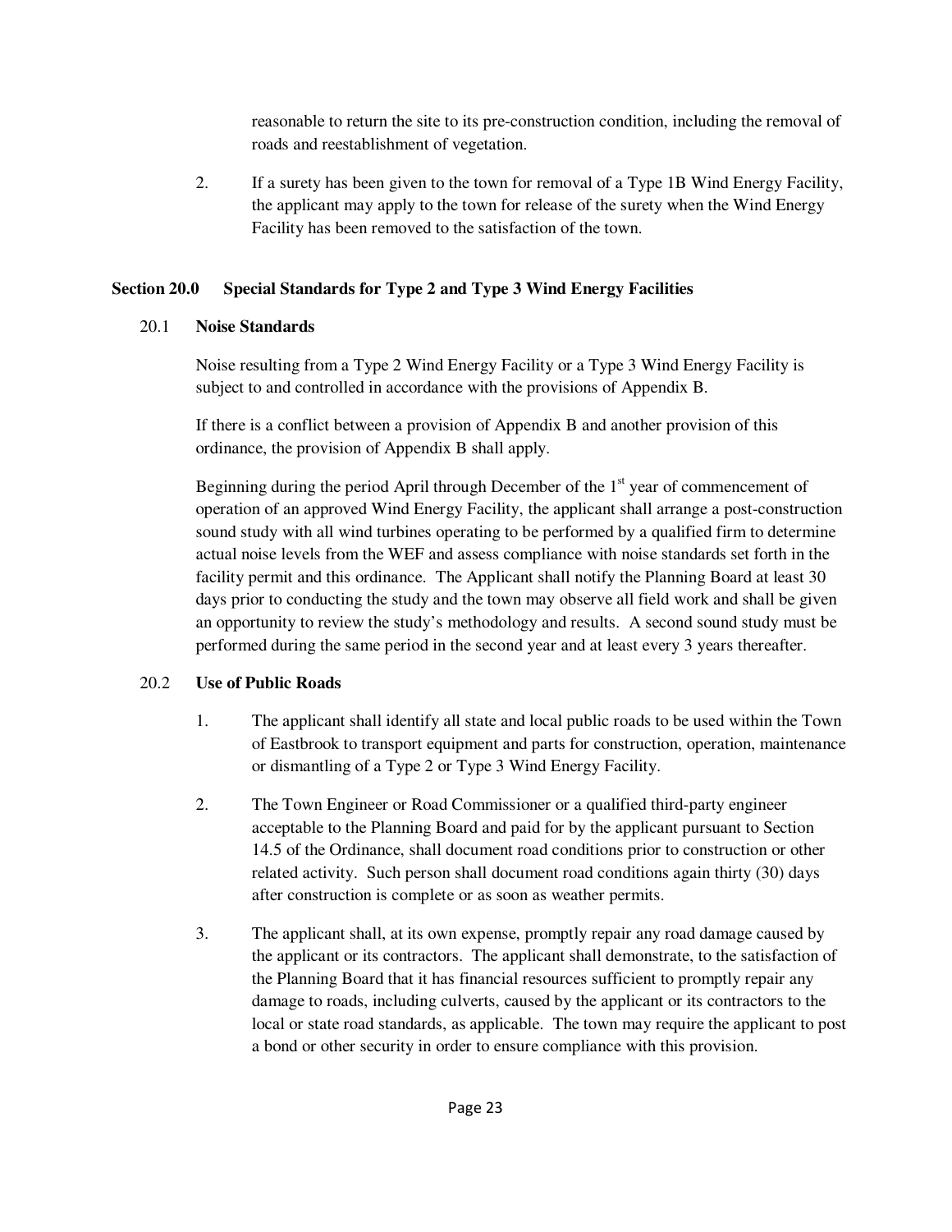reasonable to return the site to its pre-construction condition, including the removal of roads and reestablishment of vegetation.

2. If a surety has been given to the town for removal of a Type 1B Wind Energy Facility, the applicant may apply to the town for release of the surety when the Wind Energy Facility has been removed to the satisfaction of the town.

## Section 20.0 Special Standards for Type 2 and Type 3 Wind Energy Facilities

### 20.1 Noise Standards

Noise resulting from a Type 2 Wind Energy Facility or a Type 3 Wind Energy Facility is subject to and controlled in accordance with the provisions of Appendix B.

If there is a conflict between a provision of Appendix B and another provision of this ordinance, the provision of Appendix B shall apply.

Beginning during the period April through December of the 1st year of commencement of operation of an approved Wind Energy Facility, the applicant shall arrange a post-construction sound study with all wind turbines operating to be performed by a qualified firm to determine actual noise levels from the WEF and assess compliance with noise standards set forth in the facility permit and this ordinance. The Applicant shall notify the Planning Board at least 30 days prior to conducting the study and the town may observe all field work and shall be given an opportunity to review the study's methodology and results. A second sound study must be performed during the same period in the second year and at least every 3 years thereafter.

### 20.2 Use of Public Roads

1. The applicant shall identify all state and local public roads to be used within the Town of Eastbrook to transport equipment and parts for construction, operation, maintenance or dismantling of a Type 2 or Type 3 Wind Energy Facility.

2. The Town Engineer or Road Commissioner or a qualified third-party engineer acceptable to the Planning Board and paid for by the applicant pursuant to Section 14.5 of the Ordinance, shall document road conditions prior to construction or other related activity. Such person shall document road conditions again thirty (30) days after construction is complete or as soon as weather permits.

3. The applicant shall, at its own expense, promptly repair any road damage caused by the applicant or its contractors. The applicant shall demonstrate, to the satisfaction of the Planning Board that it has financial resources sufficient to promptly repair any damage to roads, including culverts, caused by the applicant or its contractors to the local or state road standards, as applicable. The town may require the applicant to post a bond or other security in order to ensure compliance with this provision.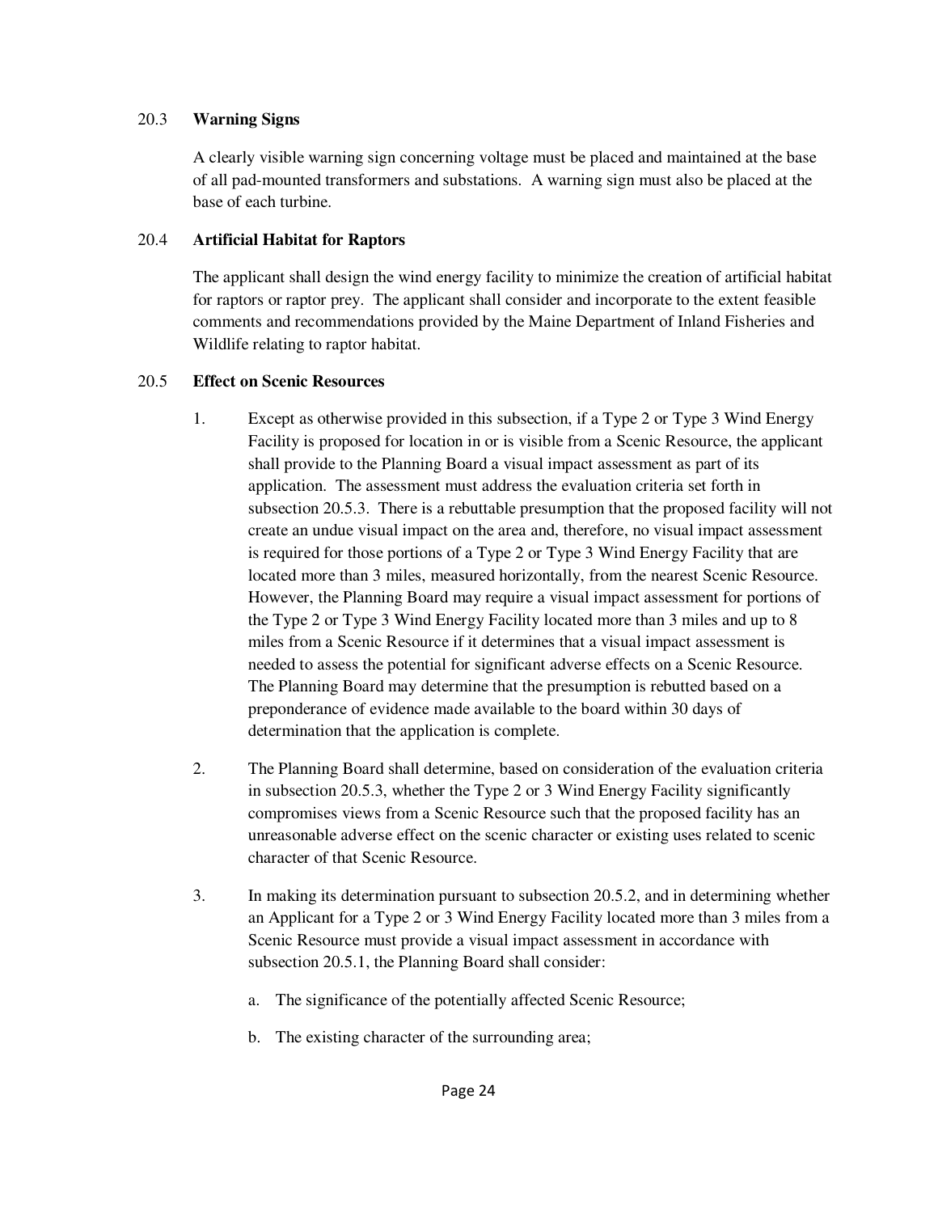20.3 **Warning Signs**

A clearly visible warning sign concerning voltage must be placed and maintained at the base of all pad-mounted transformers and substations. A warning sign must also be placed at the base of each turbine.

20.4 **Artificial Habitat for Raptors**

The applicant shall design the wind energy facility to minimize the creation of artificial habitat for raptors or raptor prey. The applicant shall consider and incorporate to the extent feasible comments and recommendations provided by the Maine Department of Inland Fisheries and Wildlife relating to raptor habitat.

20.5 **Effect on Scenic Resources**

1. Except as otherwise provided in this subsection, if a Type 2 or Type 3 Wind Energy Facility is proposed for location in or is visible from a Scenic Resource, the applicant shall provide to the Planning Board a visual impact assessment as part of its application. The assessment must address the evaluation criteria set forth in subsection 20.5.3. There is a rebuttable presumption that the proposed facility will not create an undue visual impact on the area and, therefore, no visual impact assessment is required for those portions of a Type 2 or Type 3 Wind Energy Facility that are located more than 3 miles, measured horizontally, from the nearest Scenic Resource. However, the Planning Board may require a visual impact assessment for portions of the Type 2 or Type 3 Wind Energy Facility located more than 3 miles and up to 8 miles from a Scenic Resource if it determines that a visual impact assessment is needed to assess the potential for significant adverse effects on a Scenic Resource. The Planning Board may determine that the presumption is rebutted based on a preponderance of evidence made available to the board within 30 days of determination that the application is complete.

2. The Planning Board shall determine, based on consideration of the evaluation criteria in subsection 20.5.3, whether the Type 2 or 3 Wind Energy Facility significantly compromises views from a Scenic Resource such that the proposed facility has an unreasonable adverse effect on the scenic character or existing uses related to scenic character of that Scenic Resource.

3. In making its determination pursuant to subsection 20.5.2, and in determining whether an Applicant for a Type 2 or 3 Wind Energy Facility located more than 3 miles from a Scenic Resource must provide a visual impact assessment in accordance with subsection 20.5.1, the Planning Board shall consider:

   a. The significance of the potentially affected Scenic Resource;

   b. The existing character of the surrounding area;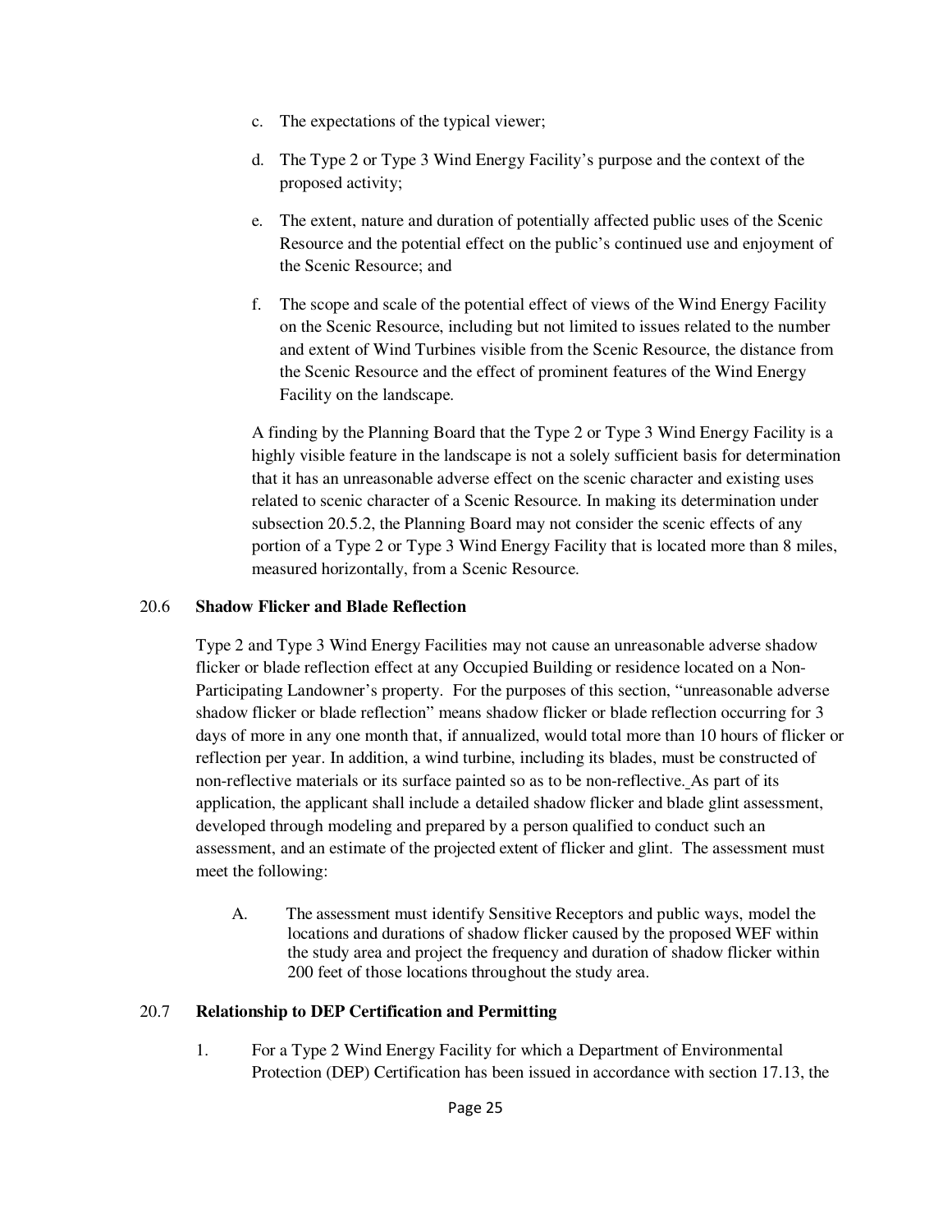c. The expectations of the typical viewer;

d. The Type 2 or Type 3 Wind Energy Facility's purpose and the context of the proposed activity;

e. The extent, nature and duration of potentially affected public uses of the Scenic Resource and the potential effect on the public's continued use and enjoyment of the Scenic Resource; and

f. The scope and scale of the potential effect of views of the Wind Energy Facility on the Scenic Resource, including but not limited to issues related to the number and extent of Wind Turbines visible from the Scenic Resource, the distance from the Scenic Resource and the effect of prominent features of the Wind Energy Facility on the landscape.

A finding by the Planning Board that the Type 2 or Type 3 Wind Energy Facility is a highly visible feature in the landscape is not a solely sufficient basis for determination that it has an unreasonable adverse effect on the scenic character and existing uses related to scenic character of a Scenic Resource. In making its determination under subsection 20.5.2, the Planning Board may not consider the scenic effects of any portion of a Type 2 or Type 3 Wind Energy Facility that is located more than 8 miles, measured horizontally, from a Scenic Resource.

## 20.6 **Shadow Flicker and Blade Reflection**

Type 2 and Type 3 Wind Energy Facilities may not cause an unreasonable adverse shadow flicker or blade reflection effect at any Occupied Building or residence located on a Non-Participating Landowner's property. For the purposes of this section, "unreasonable adverse shadow flicker or blade reflection" means shadow flicker or blade reflection occurring for 3 days of more in any one month that, if annualized, would total more than 10 hours of flicker or reflection per year. In addition, a wind turbine, including its blades, must be constructed of non-reflective materials or its surface painted so as to be non-reflective. As part of its application, the applicant shall include a detailed shadow flicker and blade glint assessment, developed through modeling and prepared by a person qualified to conduct such an assessment, and an estimate of the projected extent of flicker and glint. The assessment must meet the following:

A. The assessment must identify Sensitive Receptors and public ways, model the locations and durations of shadow flicker caused by the proposed WEF within the study area and project the frequency and duration of shadow flicker within 200 feet of those locations throughout the study area.

## 20.7 **Relationship to DEP Certification and Permitting**

1. For a Type 2 Wind Energy Facility for which a Department of Environmental Protection (DEP) Certification has been issued in accordance with section 17.13, the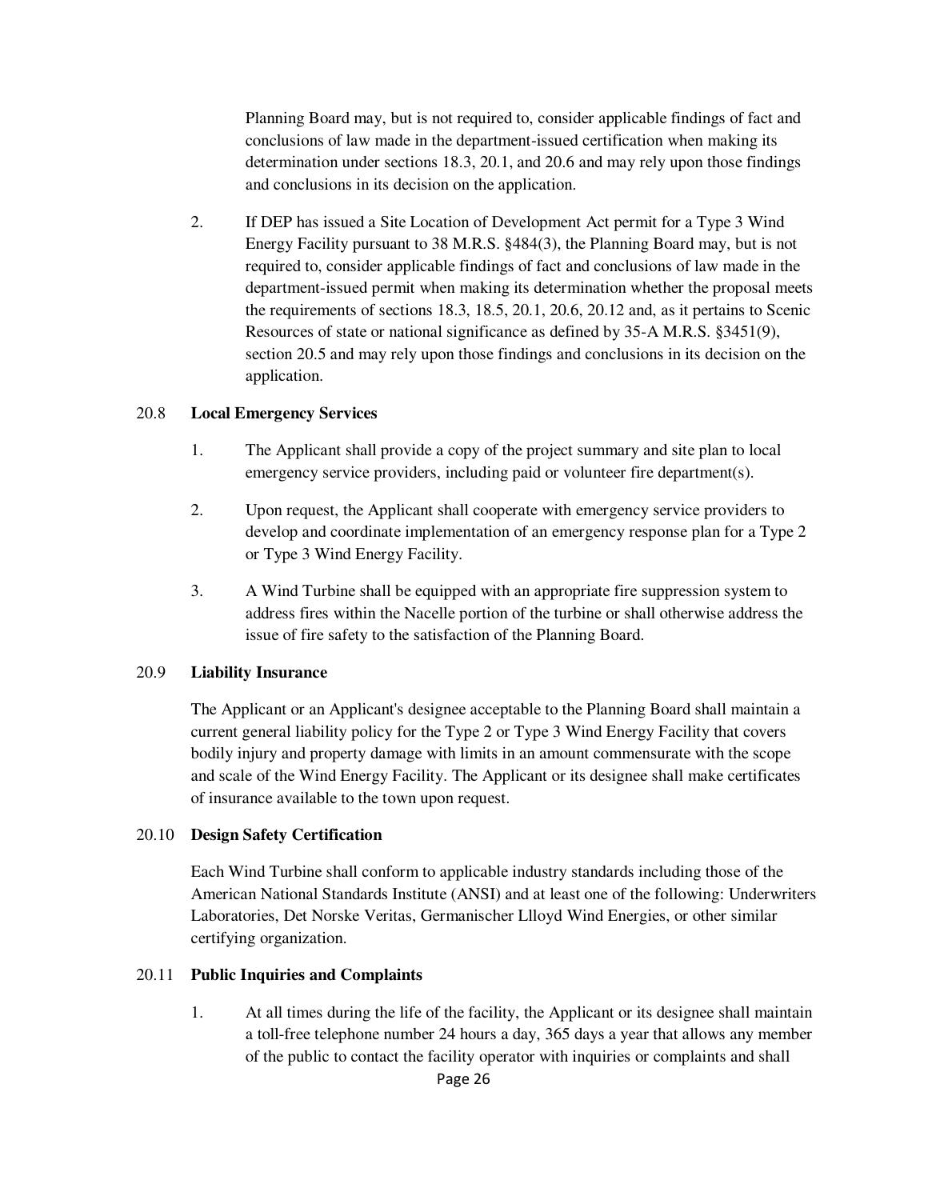Planning Board may, but is not required to, consider applicable findings of fact and conclusions of law made in the department-issued certification when making its determination under sections 18.3, 20.1, and 20.6 and may rely upon those findings and conclusions in its decision on the application.

2. If DEP has issued a Site Location of Development Act permit for a Type 3 Wind Energy Facility pursuant to 38 M.R.S. §484(3), the Planning Board may, but is not required to, consider applicable findings of fact and conclusions of law made in the department-issued permit when making its determination whether the proposal meets the requirements of sections 18.3, 18.5, 20.1, 20.6, 20.12 and, as it pertains to Scenic Resources of state or national significance as defined by 35-A M.R.S. §3451(9), section 20.5 and may rely upon those findings and conclusions in its decision on the application.

### 20.8 Local Emergency Services

1. The Applicant shall provide a copy of the project summary and site plan to local emergency service providers, including paid or volunteer fire department(s).

2. Upon request, the Applicant shall cooperate with emergency service providers to develop and coordinate implementation of an emergency response plan for a Type 2 or Type 3 Wind Energy Facility.

3. A Wind Turbine shall be equipped with an appropriate fire suppression system to address fires within the Nacelle portion of the turbine or shall otherwise address the issue of fire safety to the satisfaction of the Planning Board.

### 20.9 Liability Insurance

The Applicant or an Applicant's designee acceptable to the Planning Board shall maintain a current general liability policy for the Type 2 or Type 3 Wind Energy Facility that covers bodily injury and property damage with limits in an amount commensurate with the scope and scale of the Wind Energy Facility. The Applicant or its designee shall make certificates of insurance available to the town upon request.

### 20.10 Design Safety Certification

Each Wind Turbine shall conform to applicable industry standards including those of the American National Standards Institute (ANSI) and at least one of the following: Underwriters Laboratories, Det Norske Veritas, Germanischer Llloyd Wind Energies, or other similar certifying organization.

### 20.11 Public Inquiries and Complaints

1. At all times during the life of the facility, the Applicant or its designee shall maintain a toll-free telephone number 24 hours a day, 365 days a year that allows any member of the public to contact the facility operator with inquiries or complaints and shall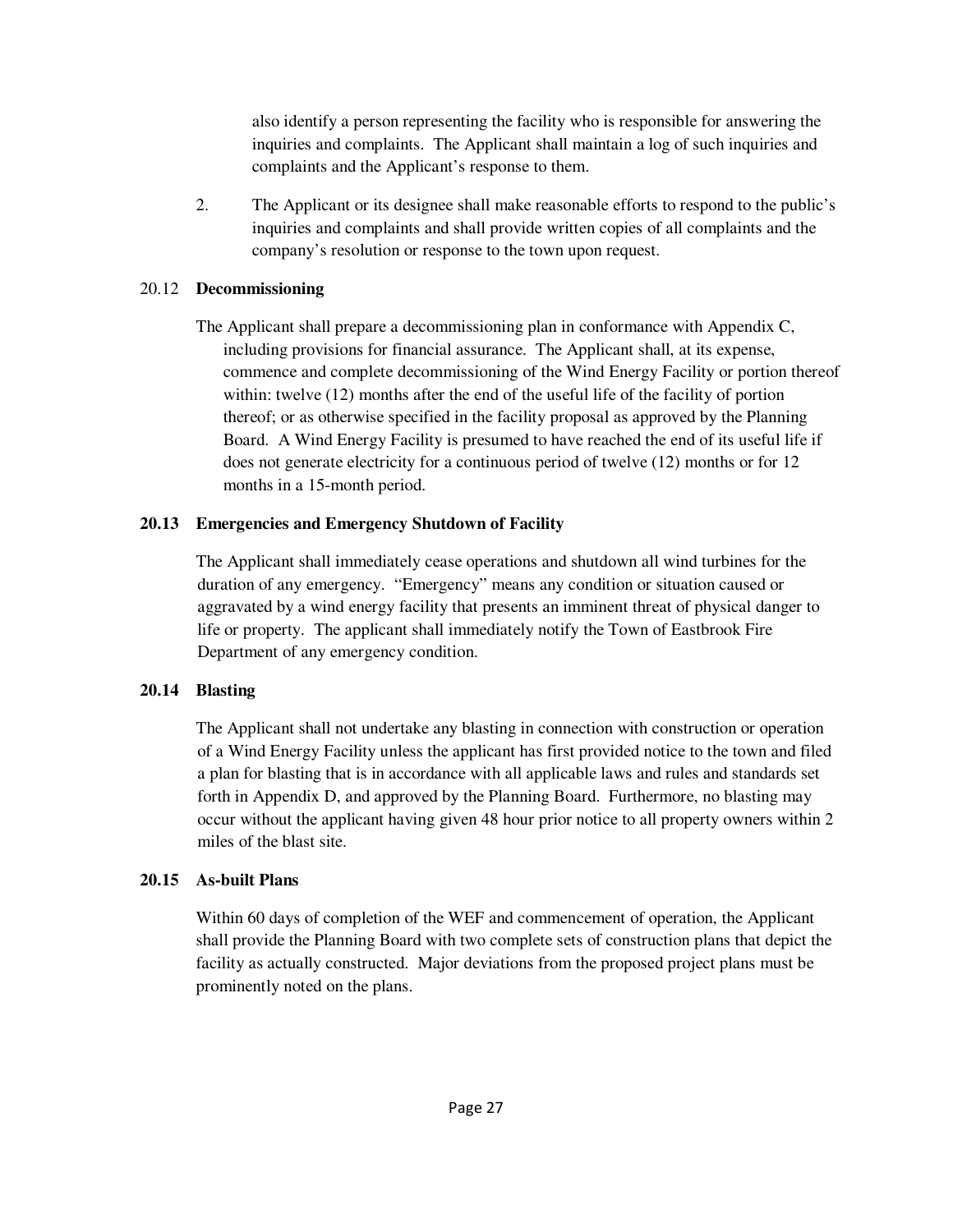also identify a person representing the facility who is responsible for answering the inquiries and complaints. The Applicant shall maintain a log of such inquiries and complaints and the Applicant's response to them.

2. The Applicant or its designee shall make reasonable efforts to respond to the public's inquiries and complaints and shall provide written copies of all complaints and the company's resolution or response to the town upon request.

20.12 **Decommissioning**

The Applicant shall prepare a decommissioning plan in conformance with Appendix C, including provisions for financial assurance. The Applicant shall, at its expense, commence and complete decommissioning of the Wind Energy Facility or portion thereof within: twelve (12) months after the end of the useful life of the facility of portion thereof; or as otherwise specified in the facility proposal as approved by the Planning Board. A Wind Energy Facility is presumed to have reached the end of its useful life if does not generate electricity for a continuous period of twelve (12) months or for 12 months in a 15-month period.

**20.13 Emergencies and Emergency Shutdown of Facility**

The Applicant shall immediately cease operations and shutdown all wind turbines for the duration of any emergency. "Emergency" means any condition or situation caused or aggravated by a wind energy facility that presents an imminent threat of physical danger to life or property. The applicant shall immediately notify the Town of Eastbrook Fire Department of any emergency condition.

**20.14 Blasting**

The Applicant shall not undertake any blasting in connection with construction or operation of a Wind Energy Facility unless the applicant has first provided notice to the town and filed a plan for blasting that is in accordance with all applicable laws and rules and standards set forth in Appendix D, and approved by the Planning Board. Furthermore, no blasting may occur without the applicant having given 48 hour prior notice to all property owners within 2 miles of the blast site.

**20.15 As-built Plans**

Within 60 days of completion of the WEF and commencement of operation, the Applicant shall provide the Planning Board with two complete sets of construction plans that depict the facility as actually constructed. Major deviations from the proposed project plans must be prominently noted on the plans.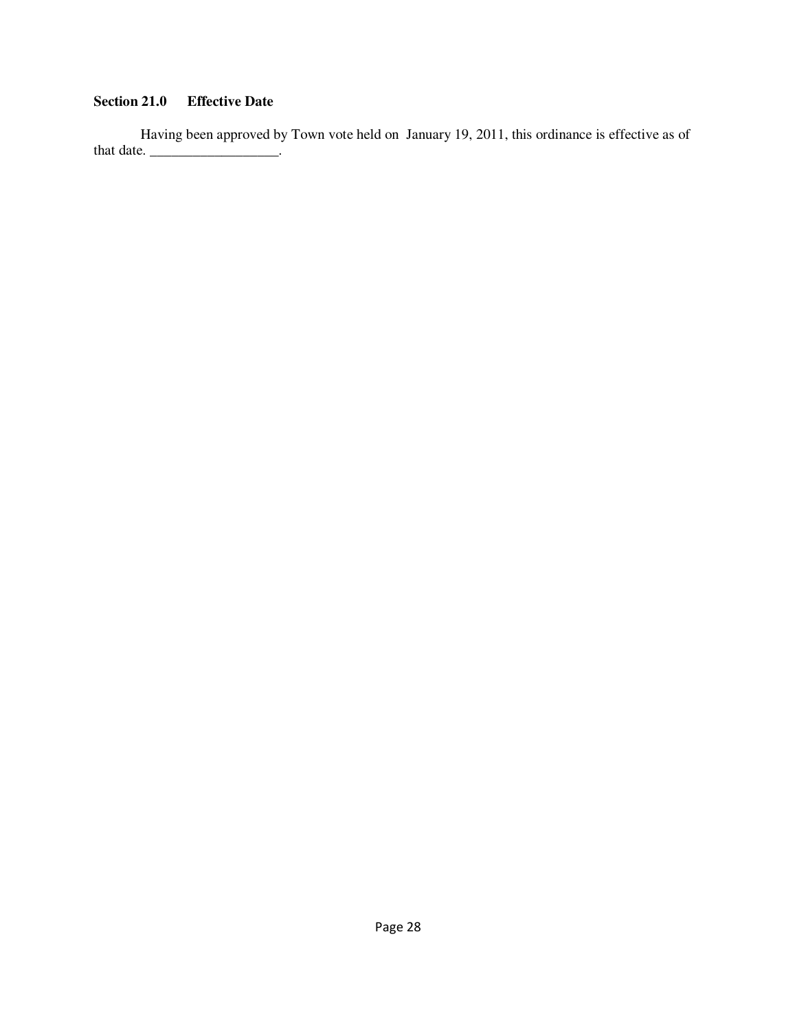**Section 21.0 Effective Date**

Having been approved by Town vote held on January 19, 2011, this ordinance is effective as of that date. __________________.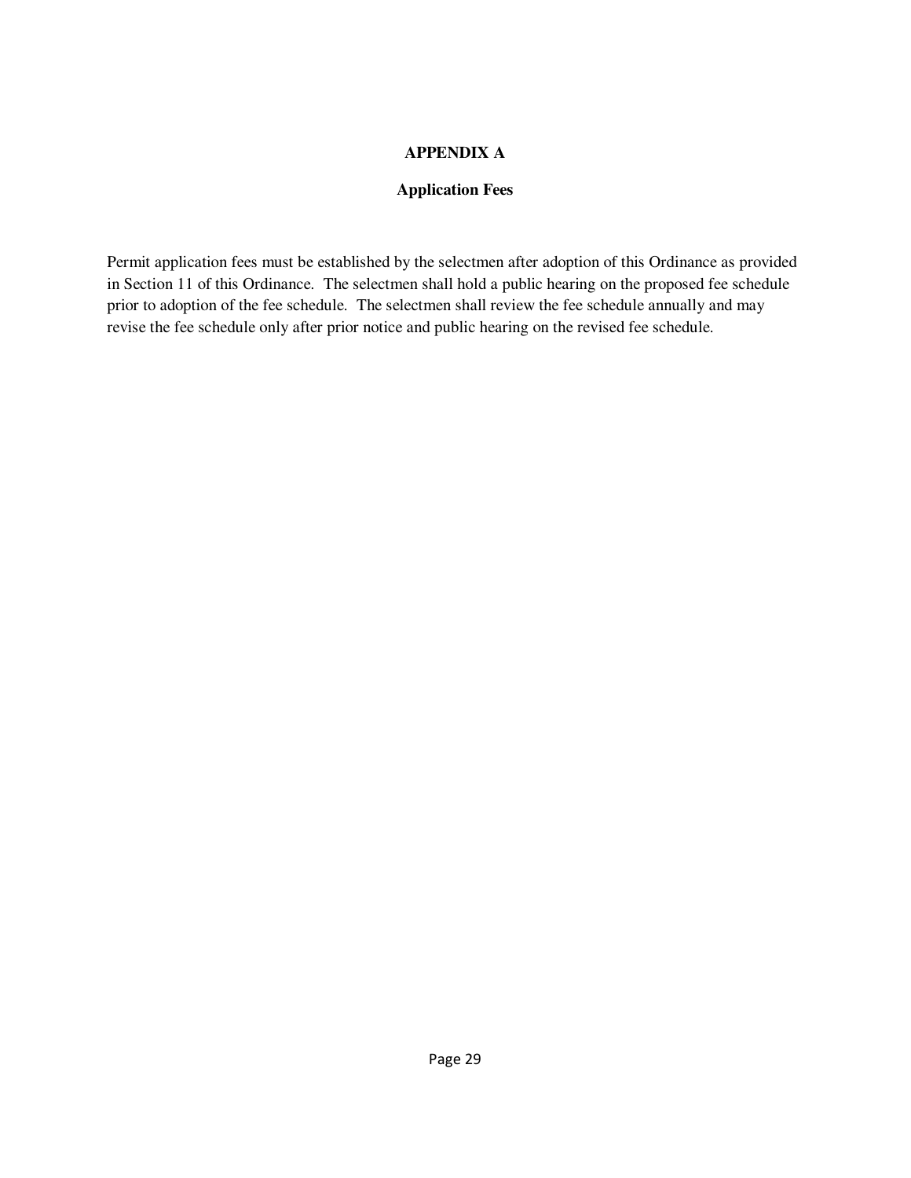## APPENDIX A

### Application Fees

Permit application fees must be established by the selectmen after adoption of this Ordinance as provided in Section 11 of this Ordinance. The selectmen shall hold a public hearing on the proposed fee schedule prior to adoption of the fee schedule. The selectmen shall review the fee schedule annually and may revise the fee schedule only after prior notice and public hearing on the revised fee schedule.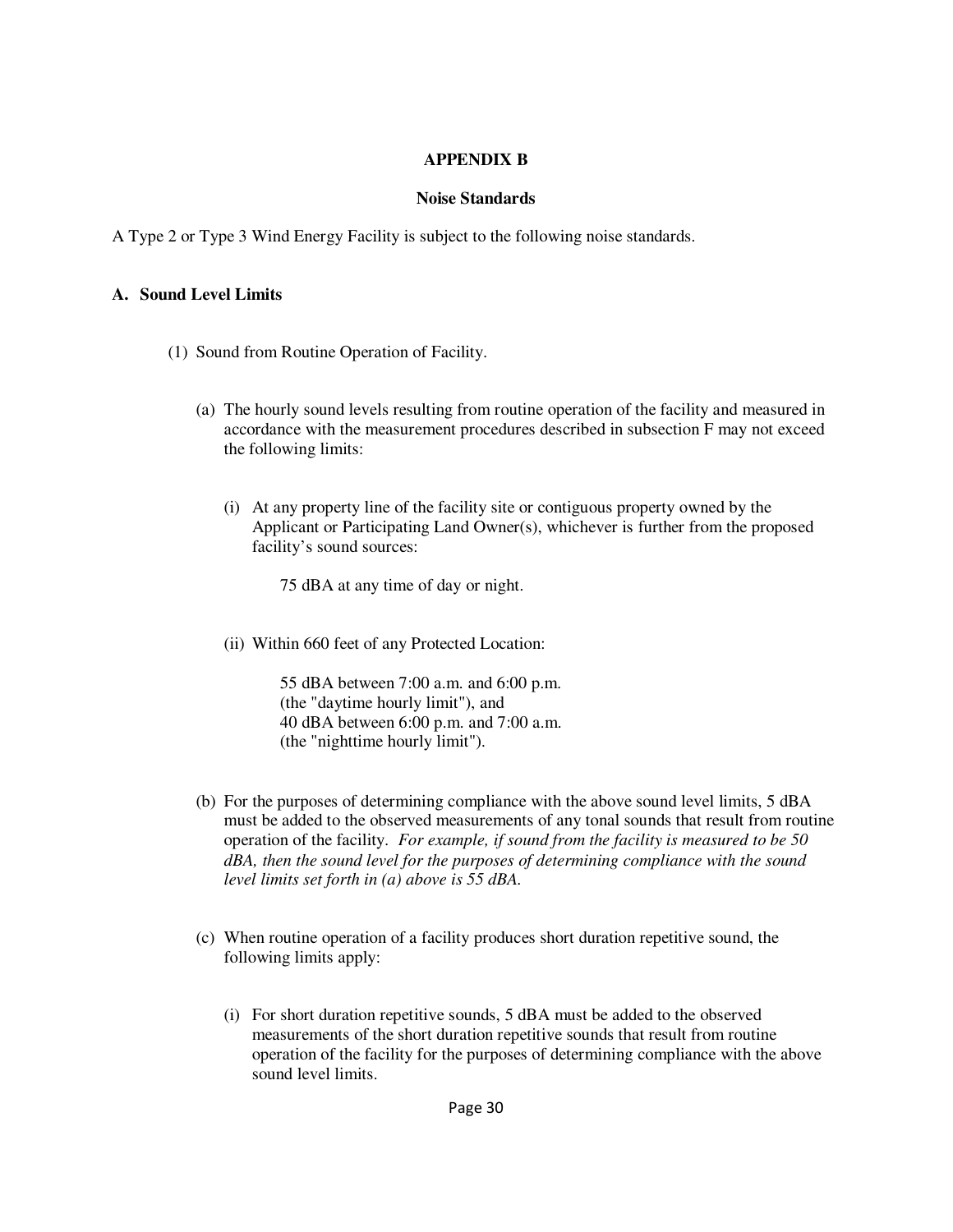## APPENDIX B

### Noise Standards

A Type 2 or Type 3 Wind Energy Facility is subject to the following noise standards.

**A. Sound Level Limits**

(1) Sound from Routine Operation of Facility.

(a) The hourly sound levels resulting from routine operation of the facility and measured in accordance with the measurement procedures described in subsection F may not exceed the following limits:

(i) At any property line of the facility site or contiguous property owned by the Applicant or Participating Land Owner(s), whichever is further from the proposed facility's sound sources:

75 dBA at any time of day or night.

(ii) Within 660 feet of any Protected Location:

55 dBA between 7:00 a.m. and 6:00 p.m.
(the "daytime hourly limit"), and
40 dBA between 6:00 p.m. and 7:00 a.m.
(the "nighttime hourly limit").

(b) For the purposes of determining compliance with the above sound level limits, 5 dBA must be added to the observed measurements of any tonal sounds that result from routine operation of the facility. *For example, if sound from the facility is measured to be 50 dBA, then the sound level for the purposes of determining compliance with the sound level limits set forth in (a) above is 55 dBA.*

(c) When routine operation of a facility produces short duration repetitive sound, the following limits apply:

(i) For short duration repetitive sounds, 5 dBA must be added to the observed measurements of the short duration repetitive sounds that result from routine operation of the facility for the purposes of determining compliance with the above sound level limits.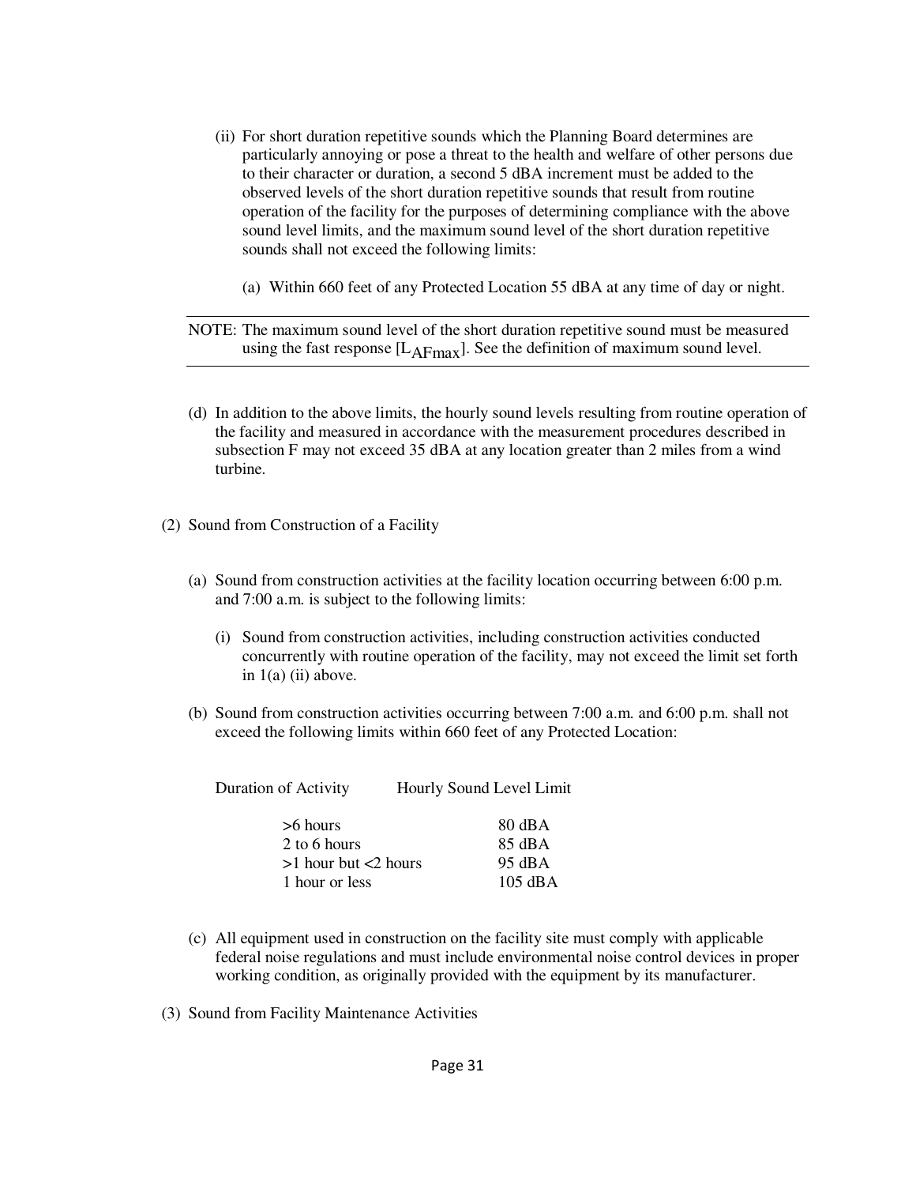(ii) For short duration repetitive sounds which the Planning Board determines are particularly annoying or pose a threat to the health and welfare of other persons due to their character or duration, a second 5 dBA increment must be added to the observed levels of the short duration repetitive sounds that result from routine operation of the facility for the purposes of determining compliance with the above sound level limits, and the maximum sound level of the short duration repetitive sounds shall not exceed the following limits:

(a) Within 660 feet of any Protected Location 55 dBA at any time of day or night.

---

NOTE: The maximum sound level of the short duration repetitive sound must be measured using the fast response [$L_{AFmax}$]. See the definition of maximum sound level.

---

(d) In addition to the above limits, the hourly sound levels resulting from routine operation of the facility and measured in accordance with the measurement procedures described in subsection F may not exceed 35 dBA at any location greater than 2 miles from a wind turbine.

(2) Sound from Construction of a Facility

(a) Sound from construction activities at the facility location occurring between 6:00 p.m. and 7:00 a.m. is subject to the following limits:

(i) Sound from construction activities, including construction activities conducted concurrently with routine operation of the facility, may not exceed the limit set forth in 1(a) (ii) above.

(b) Sound from construction activities occurring between 7:00 a.m. and 6:00 p.m. shall not exceed the following limits within 660 feet of any Protected Location:

| Duration of Activity | Hourly Sound Level Limit |
|---|---|
| >6 hours | 80 dBA |
| 2 to 6 hours | 85 dBA |
| >1 hour but <2 hours | 95 dBA |
| 1 hour or less | 105 dBA |

(c) All equipment used in construction on the facility site must comply with applicable federal noise regulations and must include environmental noise control devices in proper working condition, as originally provided with the equipment by its manufacturer.

(3) Sound from Facility Maintenance Activities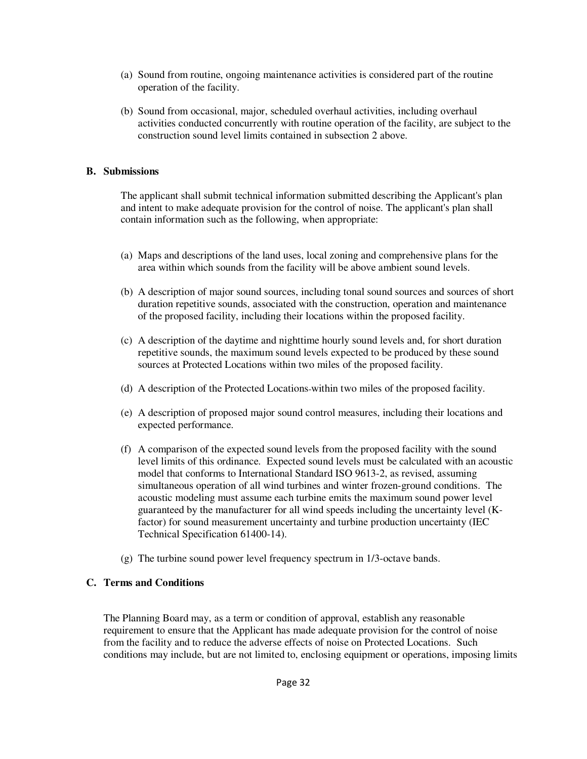(a) Sound from routine, ongoing maintenance activities is considered part of the routine operation of the facility.

(b) Sound from occasional, major, scheduled overhaul activities, including overhaul activities conducted concurrently with routine operation of the facility, are subject to the construction sound level limits contained in subsection 2 above.

### B. Submissions

The applicant shall submit technical information submitted describing the Applicant's plan and intent to make adequate provision for the control of noise. The applicant's plan shall contain information such as the following, when appropriate:

(a) Maps and descriptions of the land uses, local zoning and comprehensive plans for the area within which sounds from the facility will be above ambient sound levels.

(b) A description of major sound sources, including tonal sound sources and sources of short duration repetitive sounds, associated with the construction, operation and maintenance of the proposed facility, including their locations within the proposed facility.

(c) A description of the daytime and nighttime hourly sound levels and, for short duration repetitive sounds, the maximum sound levels expected to be produced by these sound sources at Protected Locations within two miles of the proposed facility.

(d) A description of the Protected Locations within two miles of the proposed facility.

(e) A description of proposed major sound control measures, including their locations and expected performance.

(f) A comparison of the expected sound levels from the proposed facility with the sound level limits of this ordinance. Expected sound levels must be calculated with an acoustic model that conforms to International Standard ISO 9613-2, as revised, assuming simultaneous operation of all wind turbines and winter frozen-ground conditions. The acoustic modeling must assume each turbine emits the maximum sound power level guaranteed by the manufacturer for all wind speeds including the uncertainty level (K-factor) for sound measurement uncertainty and turbine production uncertainty (IEC Technical Specification 61400-14).

(g) The turbine sound power level frequency spectrum in 1/3-octave bands.

### C. Terms and Conditions

The Planning Board may, as a term or condition of approval, establish any reasonable requirement to ensure that the Applicant has made adequate provision for the control of noise from the facility and to reduce the adverse effects of noise on Protected Locations. Such conditions may include, but are not limited to, enclosing equipment or operations, imposing limits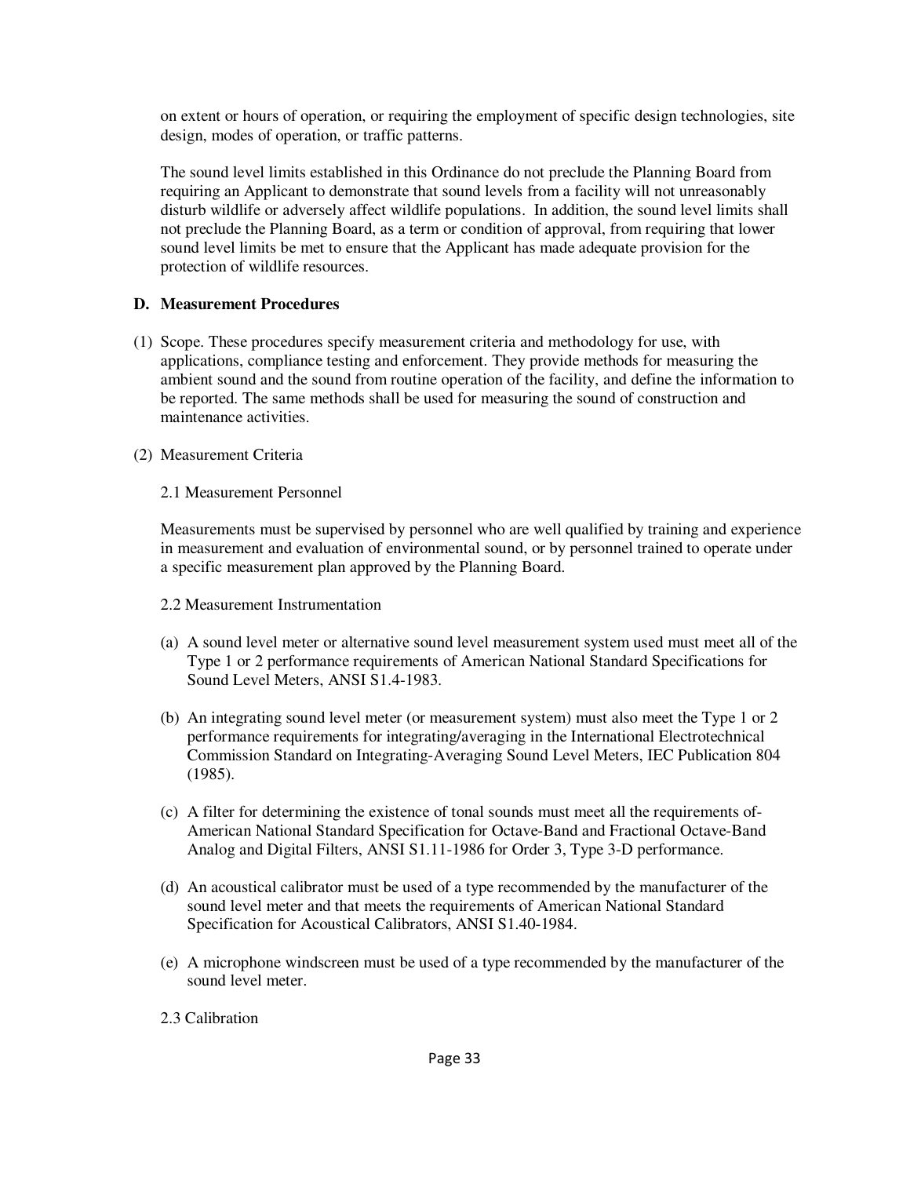on extent or hours of operation, or requiring the employment of specific design technologies, site design, modes of operation, or traffic patterns.

The sound level limits established in this Ordinance do not preclude the Planning Board from requiring an Applicant to demonstrate that sound levels from a facility will not unreasonably disturb wildlife or adversely affect wildlife populations. In addition, the sound level limits shall not preclude the Planning Board, as a term or condition of approval, from requiring that lower sound level limits be met to ensure that the Applicant has made adequate provision for the protection of wildlife resources.

**D. Measurement Procedures**

(1) Scope. These procedures specify measurement criteria and methodology for use, with applications, compliance testing and enforcement. They provide methods for measuring the ambient sound and the sound from routine operation of the facility, and define the information to be reported. The same methods shall be used for measuring the sound of construction and maintenance activities.

(2) Measurement Criteria

2.1 Measurement Personnel

Measurements must be supervised by personnel who are well qualified by training and experience in measurement and evaluation of environmental sound, or by personnel trained to operate under a specific measurement plan approved by the Planning Board.

2.2 Measurement Instrumentation

(a) A sound level meter or alternative sound level measurement system used must meet all of the Type 1 or 2 performance requirements of American National Standard Specifications for Sound Level Meters, ANSI S1.4-1983.

(b) An integrating sound level meter (or measurement system) must also meet the Type 1 or 2 performance requirements for integrating/averaging in the International Electrotechnical Commission Standard on Integrating-Averaging Sound Level Meters, IEC Publication 804 (1985).

(c) A filter for determining the existence of tonal sounds must meet all the requirements of-American National Standard Specification for Octave-Band and Fractional Octave-Band Analog and Digital Filters, ANSI S1.11-1986 for Order 3, Type 3-D performance.

(d) An acoustical calibrator must be used of a type recommended by the manufacturer of the sound level meter and that meets the requirements of American National Standard Specification for Acoustical Calibrators, ANSI S1.40-1984.

(e) A microphone windscreen must be used of a type recommended by the manufacturer of the sound level meter.

2.3 Calibration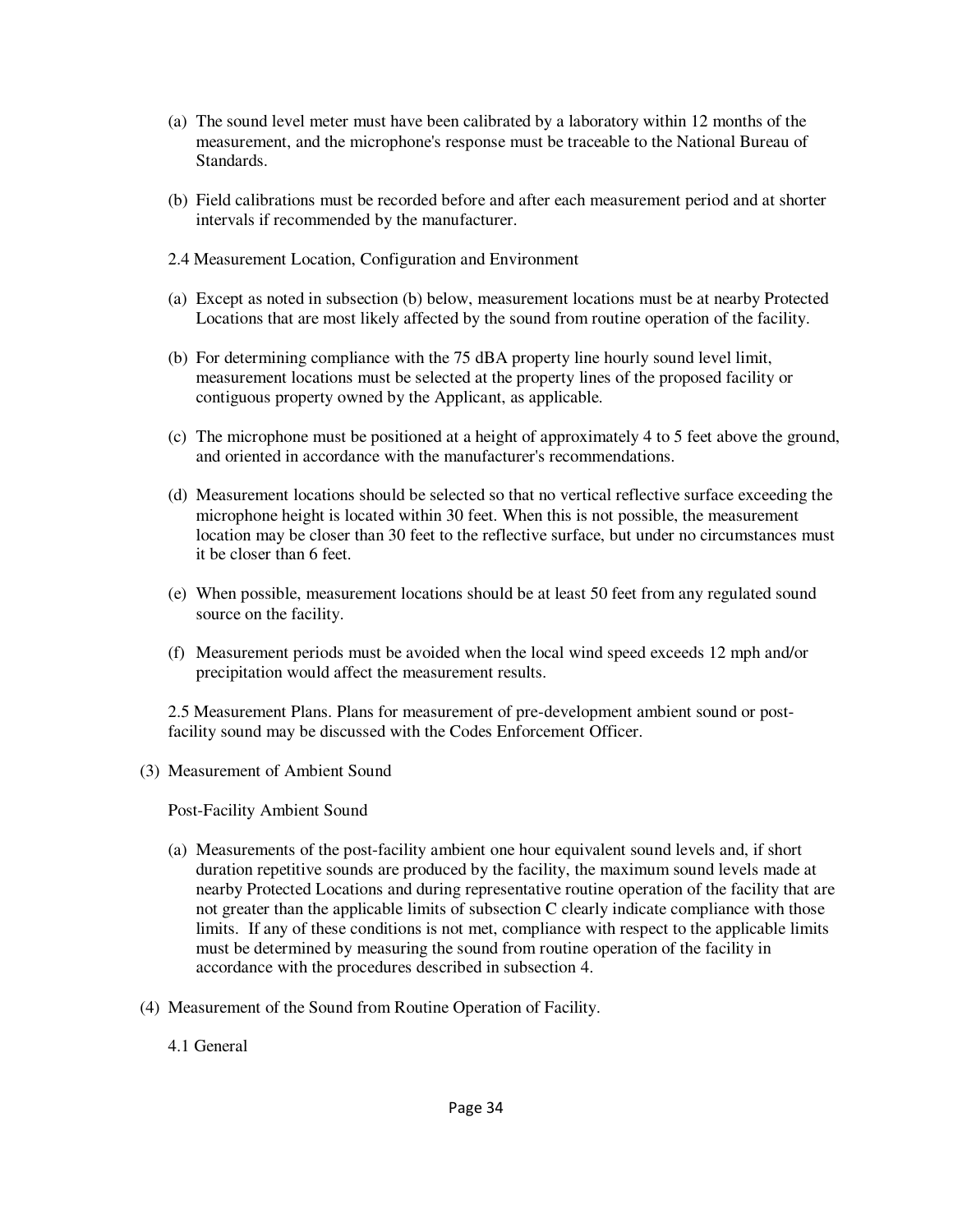(a) The sound level meter must have been calibrated by a laboratory within 12 months of the measurement, and the microphone's response must be traceable to the National Bureau of Standards.

(b) Field calibrations must be recorded before and after each measurement period and at shorter intervals if recommended by the manufacturer.

2.4 Measurement Location, Configuration and Environment

(a) Except as noted in subsection (b) below, measurement locations must be at nearby Protected Locations that are most likely affected by the sound from routine operation of the facility.

(b) For determining compliance with the 75 dBA property line hourly sound level limit, measurement locations must be selected at the property lines of the proposed facility or contiguous property owned by the Applicant, as applicable.

(c) The microphone must be positioned at a height of approximately 4 to 5 feet above the ground, and oriented in accordance with the manufacturer's recommendations.

(d) Measurement locations should be selected so that no vertical reflective surface exceeding the microphone height is located within 30 feet. When this is not possible, the measurement location may be closer than 30 feet to the reflective surface, but under no circumstances must it be closer than 6 feet.

(e) When possible, measurement locations should be at least 50 feet from any regulated sound source on the facility.

(f) Measurement periods must be avoided when the local wind speed exceeds 12 mph and/or precipitation would affect the measurement results.

2.5 Measurement Plans. Plans for measurement of pre-development ambient sound or post-facility sound may be discussed with the Codes Enforcement Officer.

(3) Measurement of Ambient Sound

Post-Facility Ambient Sound

(a) Measurements of the post-facility ambient one hour equivalent sound levels and, if short duration repetitive sounds are produced by the facility, the maximum sound levels made at nearby Protected Locations and during representative routine operation of the facility that are not greater than the applicable limits of subsection C clearly indicate compliance with those limits. If any of these conditions is not met, compliance with respect to the applicable limits must be determined by measuring the sound from routine operation of the facility in accordance with the procedures described in subsection 4.

(4) Measurement of the Sound from Routine Operation of Facility.

4.1 General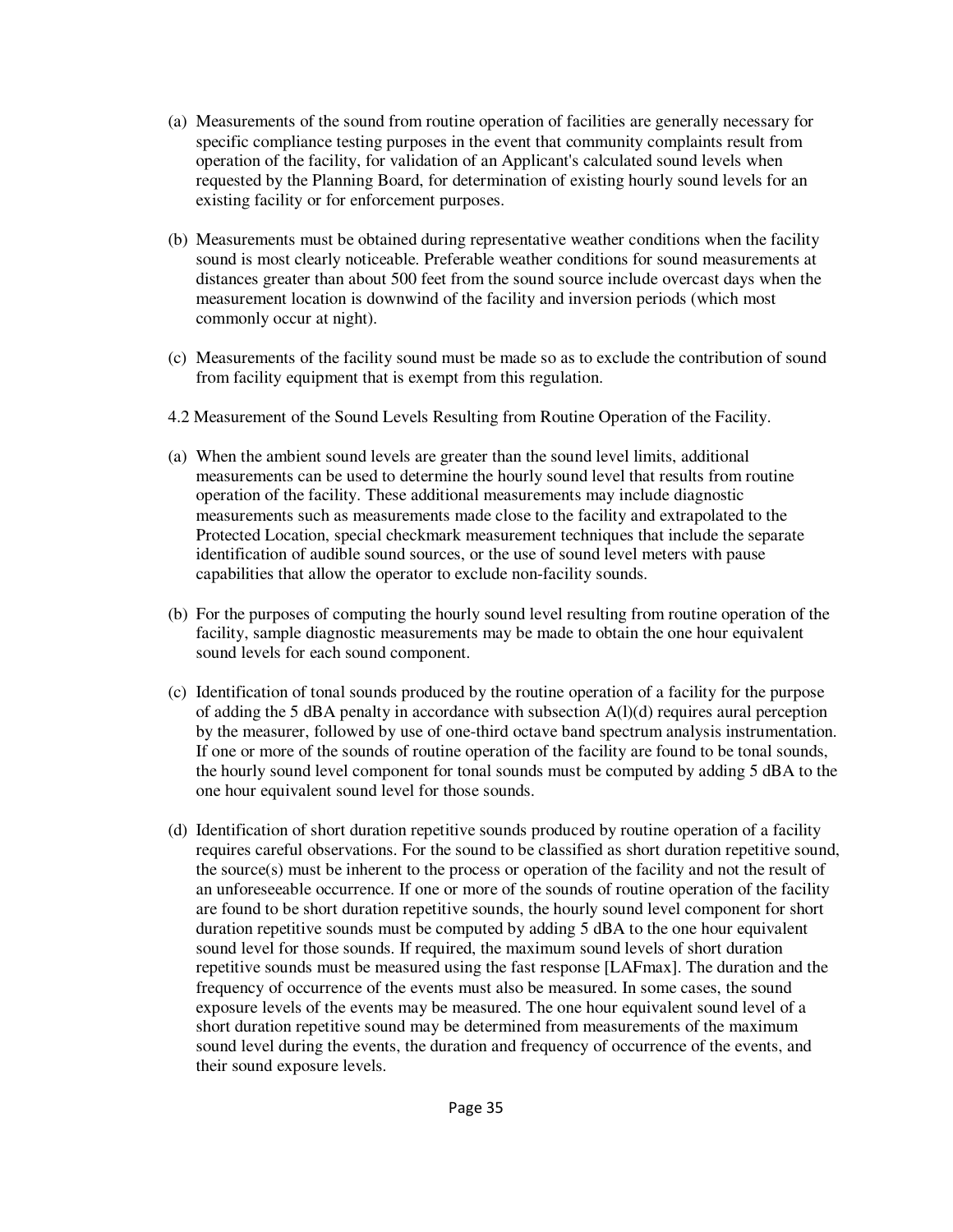(a) Measurements of the sound from routine operation of facilities are generally necessary for specific compliance testing purposes in the event that community complaints result from operation of the facility, for validation of an Applicant's calculated sound levels when requested by the Planning Board, for determination of existing hourly sound levels for an existing facility or for enforcement purposes.

(b) Measurements must be obtained during representative weather conditions when the facility sound is most clearly noticeable. Preferable weather conditions for sound measurements at distances greater than about 500 feet from the sound source include overcast days when the measurement location is downwind of the facility and inversion periods (which most commonly occur at night).

(c) Measurements of the facility sound must be made so as to exclude the contribution of sound from facility equipment that is exempt from this regulation.

4.2 Measurement of the Sound Levels Resulting from Routine Operation of the Facility.

(a) When the ambient sound levels are greater than the sound level limits, additional measurements can be used to determine the hourly sound level that results from routine operation of the facility. These additional measurements may include diagnostic measurements such as measurements made close to the facility and extrapolated to the Protected Location, special checkmark measurement techniques that include the separate identification of audible sound sources, or the use of sound level meters with pause capabilities that allow the operator to exclude non-facility sounds.

(b) For the purposes of computing the hourly sound level resulting from routine operation of the facility, sample diagnostic measurements may be made to obtain the one hour equivalent sound levels for each sound component.

(c) Identification of tonal sounds produced by the routine operation of a facility for the purpose of adding the 5 dBA penalty in accordance with subsection A(l)(d) requires aural perception by the measurer, followed by use of one-third octave band spectrum analysis instrumentation. If one or more of the sounds of routine operation of the facility are found to be tonal sounds, the hourly sound level component for tonal sounds must be computed by adding 5 dBA to the one hour equivalent sound level for those sounds.

(d) Identification of short duration repetitive sounds produced by routine operation of a facility requires careful observations. For the sound to be classified as short duration repetitive sound, the source(s) must be inherent to the process or operation of the facility and not the result of an unforeseeable occurrence. If one or more of the sounds of routine operation of the facility are found to be short duration repetitive sounds, the hourly sound level component for short duration repetitive sounds must be computed by adding 5 dBA to the one hour equivalent sound level for those sounds. If required, the maximum sound levels of short duration repetitive sounds must be measured using the fast response [LAFmax]. The duration and the frequency of occurrence of the events must also be measured. In some cases, the sound exposure levels of the events may be measured. The one hour equivalent sound level of a short duration repetitive sound may be determined from measurements of the maximum sound level during the events, the duration and frequency of occurrence of the events, and their sound exposure levels.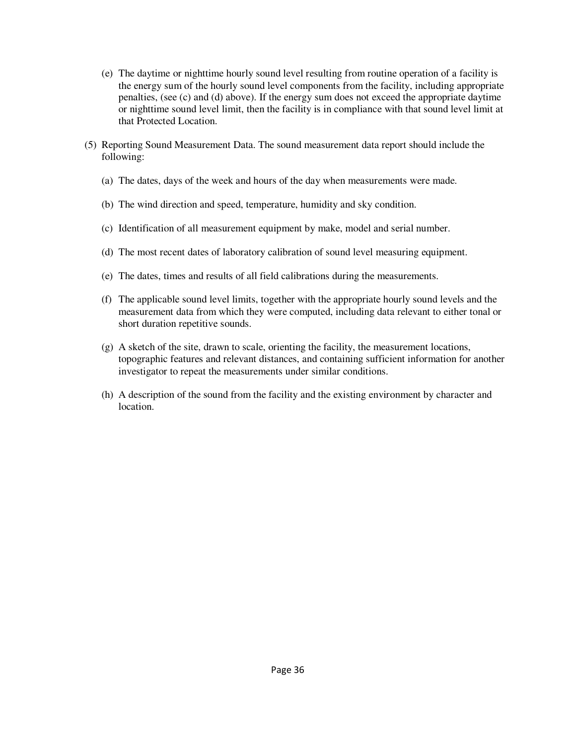(e) The daytime or nighttime hourly sound level resulting from routine operation of a facility is the energy sum of the hourly sound level components from the facility, including appropriate penalties, (see (c) and (d) above). If the energy sum does not exceed the appropriate daytime or nighttime sound level limit, then the facility is in compliance with that sound level limit at that Protected Location.

(5) Reporting Sound Measurement Data. The sound measurement data report should include the following:

(a) The dates, days of the week and hours of the day when measurements were made.

(b) The wind direction and speed, temperature, humidity and sky condition.

(c) Identification of all measurement equipment by make, model and serial number.

(d) The most recent dates of laboratory calibration of sound level measuring equipment.

(e) The dates, times and results of all field calibrations during the measurements.

(f) The applicable sound level limits, together with the appropriate hourly sound levels and the measurement data from which they were computed, including data relevant to either tonal or short duration repetitive sounds.

(g) A sketch of the site, drawn to scale, orienting the facility, the measurement locations, topographic features and relevant distances, and containing sufficient information for another investigator to repeat the measurements under similar conditions.

(h) A description of the sound from the facility and the existing environment by character and location.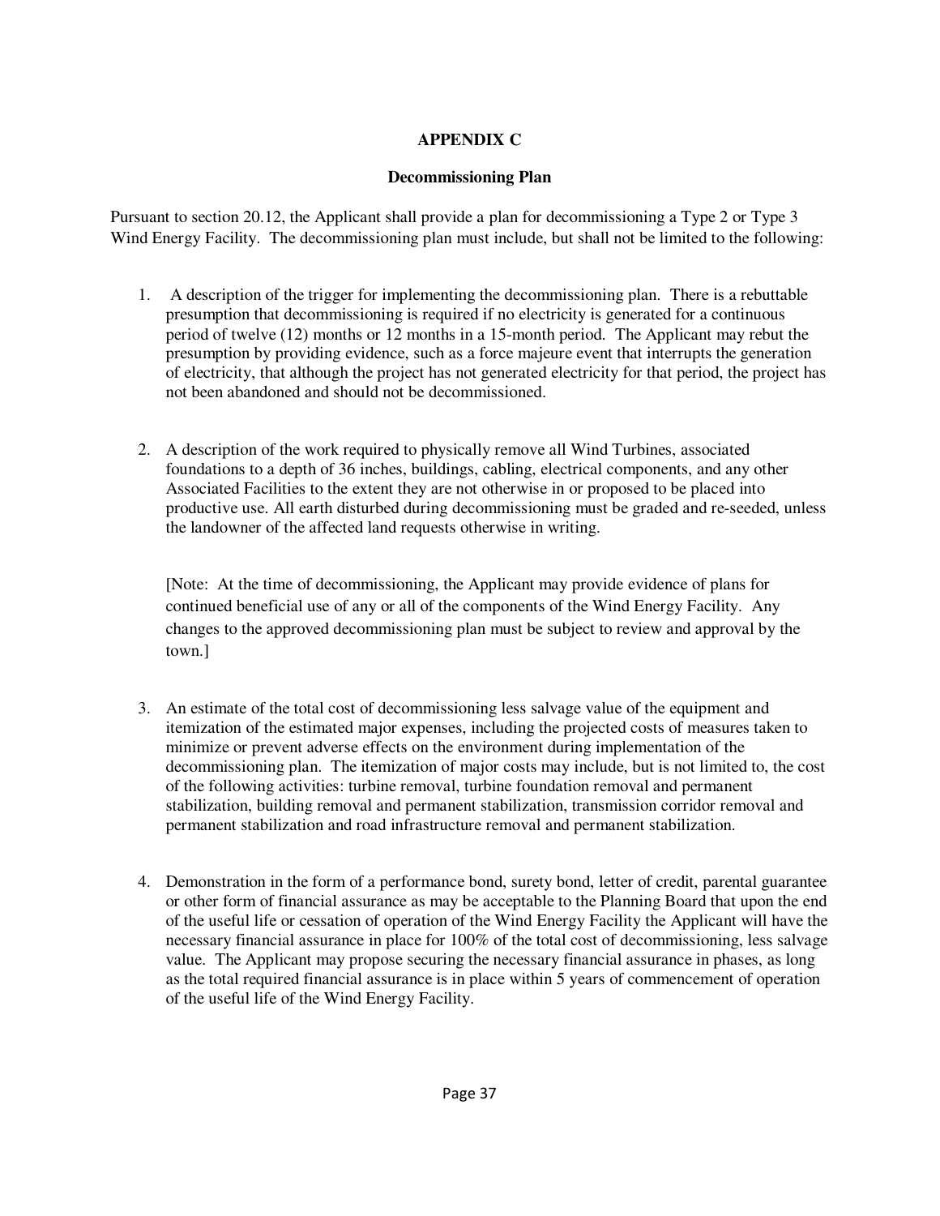## APPENDIX C

### Decommissioning Plan

Pursuant to section 20.12, the Applicant shall provide a plan for decommissioning a Type 2 or Type 3 Wind Energy Facility. The decommissioning plan must include, but shall not be limited to the following:

1. A description of the trigger for implementing the decommissioning plan. There is a rebuttable presumption that decommissioning is required if no electricity is generated for a continuous period of twelve (12) months or 12 months in a 15-month period. The Applicant may rebut the presumption by providing evidence, such as a force majeure event that interrupts the generation of electricity, that although the project has not generated electricity for that period, the project has not been abandoned and should not be decommissioned.

2. A description of the work required to physically remove all Wind Turbines, associated foundations to a depth of 36 inches, buildings, cabling, electrical components, and any other Associated Facilities to the extent they are not otherwise in or proposed to be placed into productive use. All earth disturbed during decommissioning must be graded and re-seeded, unless the landowner of the affected land requests otherwise in writing.

   [Note: At the time of decommissioning, the Applicant may provide evidence of plans for continued beneficial use of any or all of the components of the Wind Energy Facility. Any changes to the approved decommissioning plan must be subject to review and approval by the town.]

3. An estimate of the total cost of decommissioning less salvage value of the equipment and itemization of the estimated major expenses, including the projected costs of measures taken to minimize or prevent adverse effects on the environment during implementation of the decommissioning plan. The itemization of major costs may include, but is not limited to, the cost of the following activities: turbine removal, turbine foundation removal and permanent stabilization, building removal and permanent stabilization, transmission corridor removal and permanent stabilization and road infrastructure removal and permanent stabilization.

4. Demonstration in the form of a performance bond, surety bond, letter of credit, parental guarantee or other form of financial assurance as may be acceptable to the Planning Board that upon the end of the useful life or cessation of operation of the Wind Energy Facility the Applicant will have the necessary financial assurance in place for 100% of the total cost of decommissioning, less salvage value. The Applicant may propose securing the necessary financial assurance in phases, as long as the total required financial assurance is in place within 5 years of commencement of operation of the useful life of the Wind Energy Facility.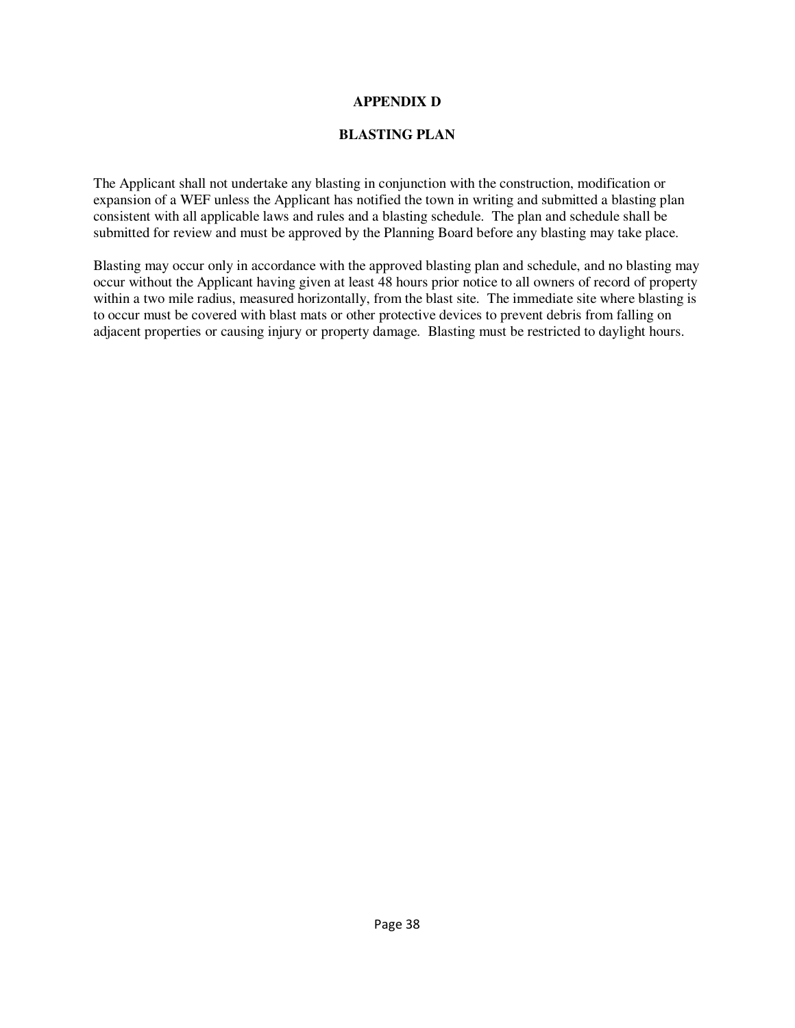# APPENDIX D

## BLASTING PLAN

The Applicant shall not undertake any blasting in conjunction with the construction, modification or expansion of a WEF unless the Applicant has notified the town in writing and submitted a blasting plan consistent with all applicable laws and rules and a blasting schedule. The plan and schedule shall be submitted for review and must be approved by the Planning Board before any blasting may take place.

Blasting may occur only in accordance with the approved blasting plan and schedule, and no blasting may occur without the Applicant having given at least 48 hours prior notice to all owners of record of property within a two mile radius, measured horizontally, from the blast site. The immediate site where blasting is to occur must be covered with blast mats or other protective devices to prevent debris from falling on adjacent properties or causing injury or property damage. Blasting must be restricted to daylight hours.